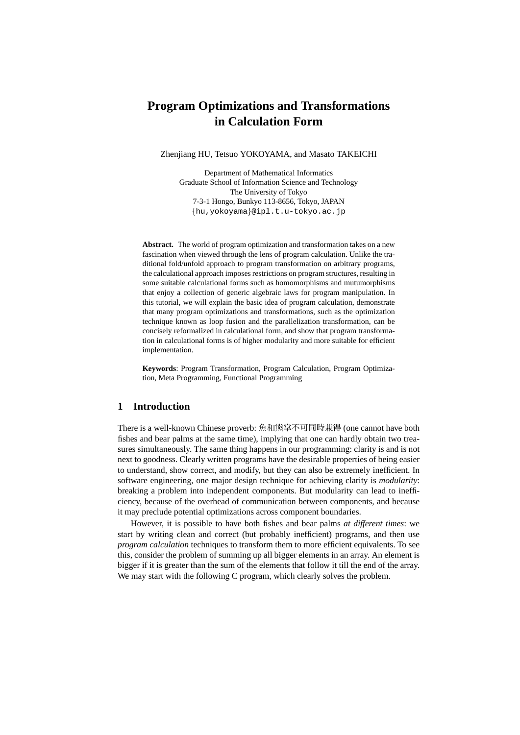# Program Optimizations and Transformations in Calculation Form

Zhenjiang HU, Tetsuo YOKOYAMA, and Masato TAKEICHI

Department of Mathematical Informatics
Graduate School of Information Science and Technology
The University of Tokyo
7-3-1 Hongo, Bunkyo 113-8656, Tokyo, JAPAN
{hu,yokoyama}@ipl.t.u-tokyo.ac.jp

**Abstract.** The world of program optimization and transformation takes on a new fascination when viewed through the lens of program calculation. Unlike the traditional fold/unfold approach to program transformation on arbitrary programs, the calculational approach imposes restrictions on program structures, resulting in some suitable calculational forms such as homomorphisms and mutumorphisms that enjoy a collection of generic algebraic laws for program manipulation. In this tutorial, we will explain the basic idea of program calculation, demonstrate that many program optimizations and transformations, such as the optimization technique known as loop fusion and the parallelization transformation, can be concisely reformalized in calculational form, and show that program transformation in calculational forms is of higher modularity and more suitable for efficient implementation.

**Keywords**: Program Transformation, Program Calculation, Program Optimization, Meta Programming, Functional Programming

## 1 Introduction

There is a well-known Chinese proverb: 魚和熊掌不可同時兼得 (one cannot have both fishes and bear palms at the same time), implying that one can hardly obtain two treasures simultaneously. The same thing happens in our programming: clarity is and is not next to goodness. Clearly written programs have the desirable properties of being easier to understand, show correct, and modify, but they can also be extremely inefficient. In software engineering, one major design technique for achieving clarity is *modularity*: breaking a problem into independent components. But modularity can lead to inefficiency, because of the overhead of communication between components, and because it may preclude potential optimizations across component boundaries.

However, it is possible to have both fishes and bear palms *at different times*: we start by writing clean and correct (but probably inefficient) programs, and then use *program calculation* techniques to transform them to more efficient equivalents. To see this, consider the problem of summing up all bigger elements in an array. An element is bigger if it is greater than the sum of the elements that follow it till the end of the array. We may start with the following C program, which clearly solves the problem.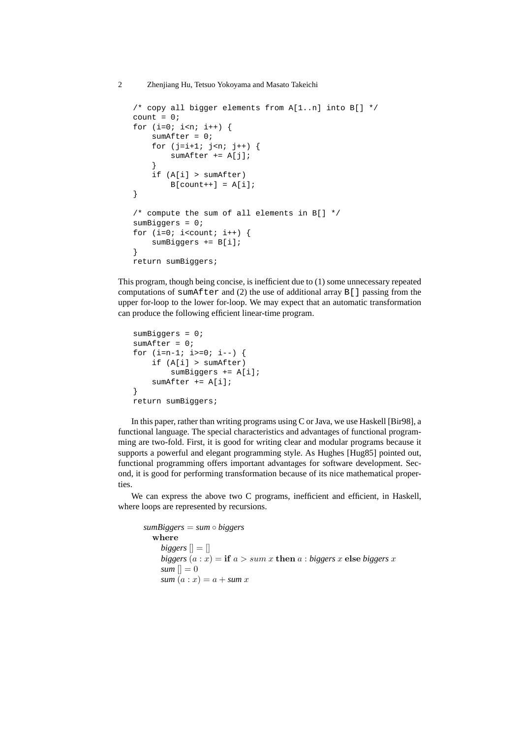```
/* copy all bigger elements from A[1..n] into B[] */
count = 0;
for (i=0; i<n; i++) {
    sumAfter = 0;
    for (j=i+1; j<n; j++) {
        sumAfter += A[j];
    }
    if (A[i] > sumAfter)
        B[count++] = A[i];
}

/* compute the sum of all elements in B[] */
sumBiggers = 0;
for (i=0; i<count; i++) {
    sumBiggers += B[i];
}
return sumBiggers;
```

This program, though being concise, is inefficient due to (1) some unnecessary repeated computations of `sumAfter` and (2) the use of additional array `B[]` passing from the upper for-loop to the lower for-loop. We may expect that an automatic transformation can produce the following efficient linear-time program.

```
sumBiggers = 0;
sumAfter = 0;
for (i=n-1; i>=0; i--) {
    if (A[i] > sumAfter)
        sumBiggers += A[i];
    sumAfter += A[i];
}
return sumBiggers;
```

In this paper, rather than writing programs using C or Java, we use Haskell [Bir98], a functional language. The special characteristics and advantages of functional programming are two-fold. First, it is good for writing clear and modular programs because it supports a powerful and elegant programming style. As Hughes [Hug85] pointed out, functional programming offers important advantages for software development. Second, it is good for performing transformation because of its nice mathematical properties.

We can express the above two C programs, inefficient and efficient, in Haskell, where loops are represented by recursions.

$$
\begin{array}{l}
\textit{sumBiggers} = \textit{sum} \circ \textit{biggers} \\
\quad \textbf{where} \\
\quad\quad \textit{biggers}\ [\,] = [\,] \\
\quad\quad \textit{biggers}\ (a:x) = \textbf{if}\ a > sum\ x\ \textbf{then}\ a : \textit{biggers}\ x\ \textbf{else}\ \textit{biggers}\ x \\
\quad\quad \textit{sum}\ [\,] = 0 \\
\quad\quad \textit{sum}\ (a:x) = a + \textit{sum}\ x
\end{array}
$$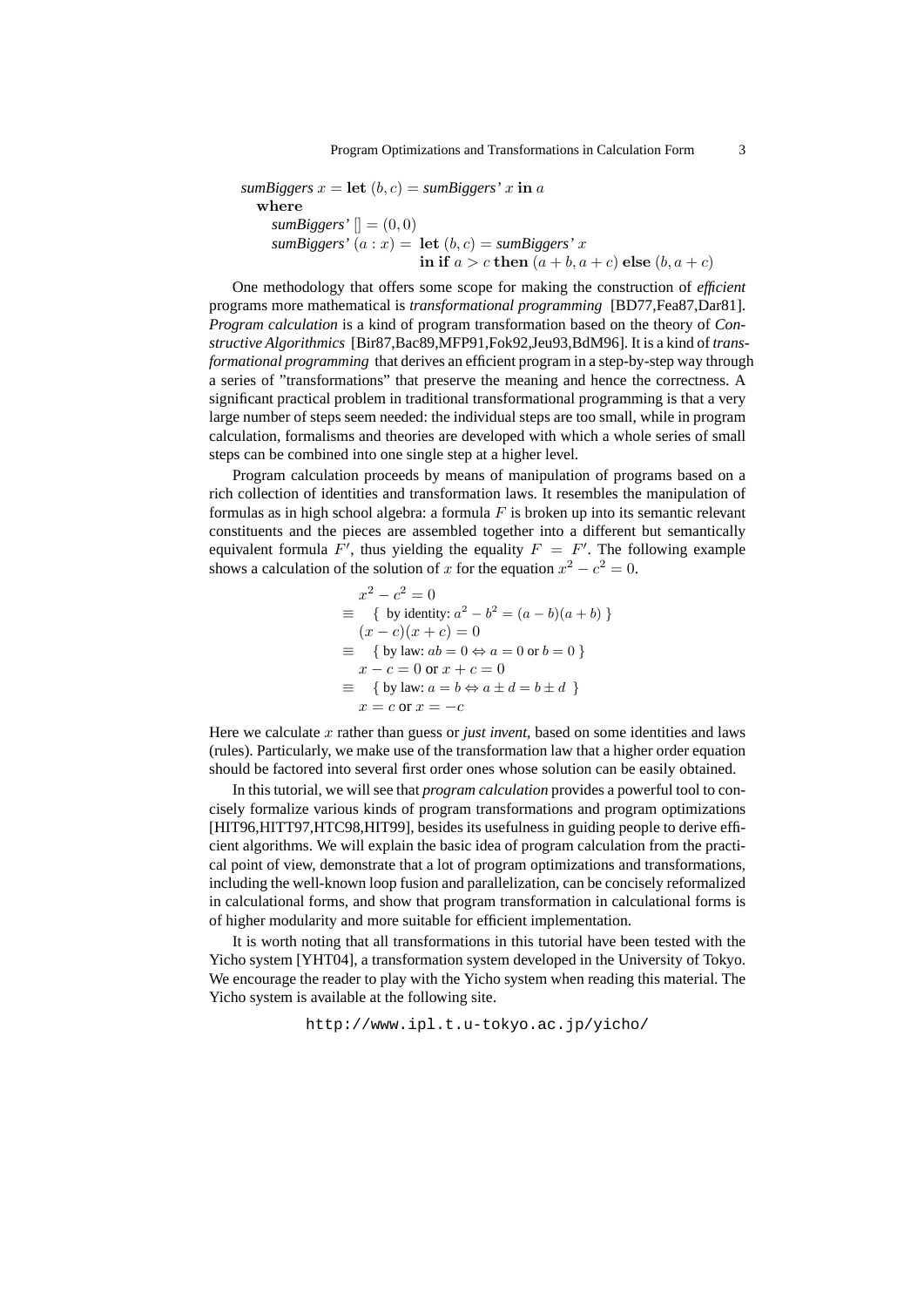```
sumBiggers x = let (b, c) = sumBiggers' x in a
  where
    sumBiggers' [] = (0, 0)
    sumBiggers' (a : x) = let (b, c) = sumBiggers' x
                          in if a > c then (a + b, a + c) else (b, a + c)
```

One methodology that offers some scope for making the construction of *efficient* programs more mathematical is *transformational programming* [BD77,Fea87,Dar81]. *Program calculation* is a kind of program transformation based on the theory of *Constructive Algorithmics* [Bir87,Bac89,MFP91,Fok92,Jeu93,BdM96]. It is a kind of *transformational programming* that derives an efficient program in a step-by-step way through a series of "transformations" that preserve the meaning and hence the correctness. A significant practical problem in traditional transformational programming is that a very large number of steps seem needed: the individual steps are too small, while in program calculation, formalisms and theories are developed with which a whole series of small steps can be combined into one single step at a higher level.

Program calculation proceeds by means of manipulation of programs based on a rich collection of identities and transformation laws. It resembles the manipulation of formulas as in high school algebra: a formula $F$ is broken up into its semantic relevant constituents and the pieces are assembled together into a different but semantically equivalent formula $F'$, thus yielding the equality $F = F'$. The following example shows a calculation of the solution of $x$ for the equation $x^2 - c^2 = 0$.

$$
\begin{aligned}
& x^2 - c^2 = 0 \\
\equiv \quad & \{ \text{ by identity: } a^2 - b^2 = (a-b)(a+b) \ \} \\
& (x - c)(x + c) = 0 \\
\equiv \quad & \{ \text{ by law: } ab = 0 \Leftrightarrow a = 0 \text{ or } b = 0 \ \} \\
& x - c = 0 \text{ or } x + c = 0 \\
\equiv \quad & \{ \text{ by law: } a = b \Leftrightarrow a \pm d = b \pm d \ \} \\
& x = c \text{ or } x = -c
\end{aligned}
$$

Here we calculate $x$ rather than guess or *just invent*, based on some identities and laws (rules). Particularly, we make use of the transformation law that a higher order equation should be factored into several first order ones whose solution can be easily obtained.

In this tutorial, we will see that *program calculation* provides a powerful tool to concisely formalize various kinds of program transformations and program optimizations [HIT96,HITT97,HTC98,HIT99], besides its usefulness in guiding people to derive efficient algorithms. We will explain the basic idea of program calculation from the practical point of view, demonstrate that a lot of program optimizations and transformations, including the well-known loop fusion and parallelization, can be concisely reformalized in calculational forms, and show that program transformation in calculational forms is of higher modularity and more suitable for efficient implementation.

It is worth noting that all transformations in this tutorial have been tested with the Yicho system [YHT04], a transformation system developed in the University of Tokyo. We encourage the reader to play with the Yicho system when reading this material. The Yicho system is available at the following site.

http://www.ipl.t.u-tokyo.ac.jp/yicho/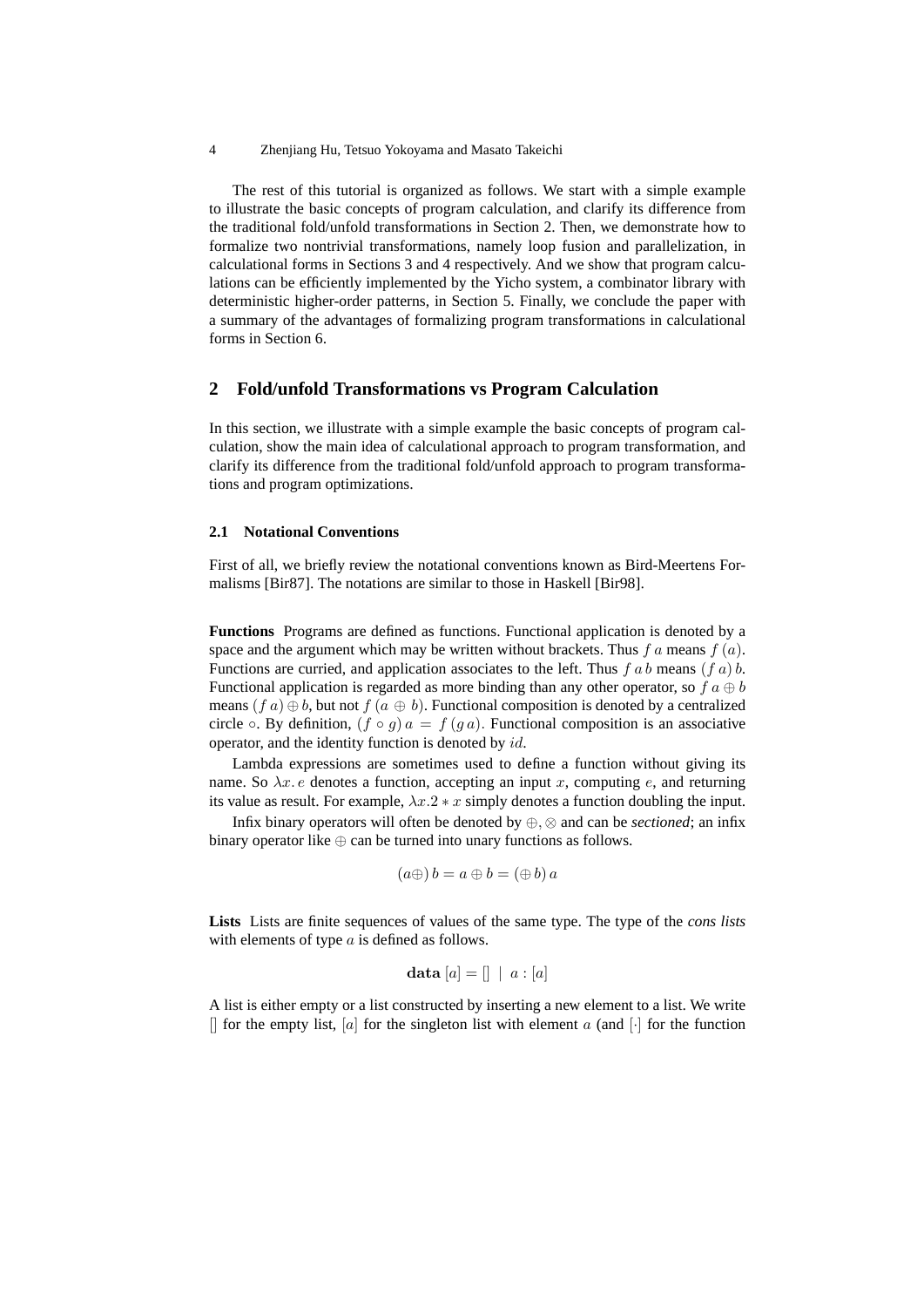The rest of this tutorial is organized as follows. We start with a simple example to illustrate the basic concepts of program calculation, and clarify its difference from the traditional fold/unfold transformations in Section 2. Then, we demonstrate how to formalize two nontrivial transformations, namely loop fusion and parallelization, in calculational forms in Sections 3 and 4 respectively. And we show that program calculations can be efficiently implemented by the Yicho system, a combinator library with deterministic higher-order patterns, in Section 5. Finally, we conclude the paper with a summary of the advantages of formalizing program transformations in calculational forms in Section 6.

## 2 Fold/unfold Transformations vs Program Calculation

In this section, we illustrate with a simple example the basic concepts of program calculation, show the main idea of calculational approach to program transformation, and clarify its difference from the traditional fold/unfold approach to program transformations and program optimizations.

### 2.1 Notational Conventions

First of all, we briefly review the notational conventions known as Bird-Meertens Formalisms [Bir87]. The notations are similar to those in Haskell [Bir98].

**Functions** Programs are defined as functions. Functional application is denoted by a space and the argument which may be written without brackets. Thus $f\ a$ means $f\ (a)$. Functions are curried, and application associates to the left. Thus $f\ a\ b$ means $(f\ a)\ b$. Functional application is regarded as more binding than any other operator, so $f\ a \oplus b$ means $(f\ a) \oplus b$, but not $f\ (a \oplus b)$. Functional composition is denoted by a centralized circle $\circ$. By definition, $(f \circ g)\ a = f\ (g\ a)$. Functional composition is an associative operator, and the identity function is denoted by $id$.

Lambda expressions are sometimes used to define a function without giving its name. So $\lambda x.\ e$ denotes a function, accepting an input $x$, computing $e$, and returning its value as result. For example, $\lambda x. 2 * x$ simply denotes a function doubling the input.

Infix binary operators will often be denoted by $\oplus, \otimes$ and can be *sectioned*; an infix binary operator like $\oplus$ can be turned into unary functions as follows.

$$(a\oplus)\ b = a \oplus b = (\oplus\ b)\ a$$

**Lists** Lists are finite sequences of values of the same type. The type of the *cons lists* with elements of type $a$ is defined as follows.

$$\mathbf{data}\ [a] = []\ \mid\ a : [a]$$

A list is either empty or a list constructed by inserting a new element to a list. We write $[]$ for the empty list, $[a]$ for the singleton list with element $a$ (and $[\cdot]$ for the function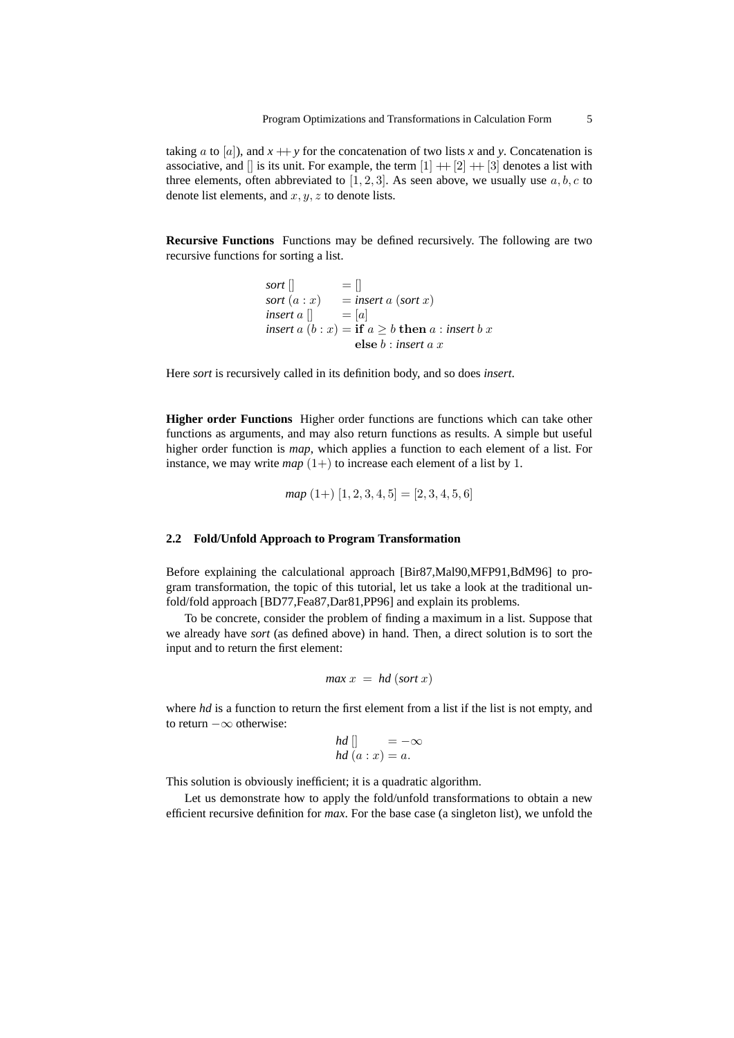taking $a$ to $[a]$), and *x* $++$ *y* for the concatenation of two lists *x* and *y*. Concatenation is associative, and $[]$ is its unit. For example, the term $[1] ++ [2] ++ [3]$ denotes a list with three elements, often abbreviated to $[1, 2, 3]$. As seen above, we usually use $a, b, c$ to denote list elements, and $x, y, z$ to denote lists.

**Recursive Functions** Functions may be defined recursively. The following are two recursive functions for sorting a list.

$$
\begin{array}{ll}
\textit{sort}\ [] & = [] \\
\textit{sort}\ (a : x) & = \textit{insert}\ a\ (\textit{sort}\ x) \\
\textit{insert}\ a\ [] & = [a] \\
\textit{insert}\ a\ (b : x) & = \mathbf{if}\ a \geq b\ \mathbf{then}\ a : \textit{insert}\ b\ x \\
 & \quad\ \mathbf{else}\ b : \textit{insert}\ a\ x
\end{array}
$$

Here *sort* is recursively called in its definition body, and so does *insert*.

**Higher order Functions** Higher order functions are functions which can take other functions as arguments, and may also return functions as results. A simple but useful higher order function is *map*, which applies a function to each element of a list. For instance, we may write *map* $(1+)$ to increase each element of a list by 1.

$$\textit{map}\ (1+)\ [1, 2, 3, 4, 5] = [2, 3, 4, 5, 6]$$

### 2.2 Fold/Unfold Approach to Program Transformation

Before explaining the calculational approach [Bir87,Mal90,MFP91,BdM96] to program transformation, the topic of this tutorial, let us take a look at the traditional unfold/fold approach [BD77,Fea87,Dar81,PP96] and explain its problems.

To be concrete, consider the problem of finding a maximum in a list. Suppose that we already have *sort* (as defined above) in hand. Then, a direct solution is to sort the input and to return the first element:

$$\textit{max}\ x\ =\ \textit{hd}\ (\textit{sort}\ x)$$

where *hd* is a function to return the first element from a list if the list is not empty, and to return $-\infty$ otherwise:

$$
\begin{array}{ll}
\textit{hd}\ [] & = -\infty \\
\textit{hd}\ (a : x) & = a.
\end{array}
$$

This solution is obviously inefficient; it is a quadratic algorithm.

Let us demonstrate how to apply the fold/unfold transformations to obtain a new efficient recursive definition for *max*. For the base case (a singleton list), we unfold the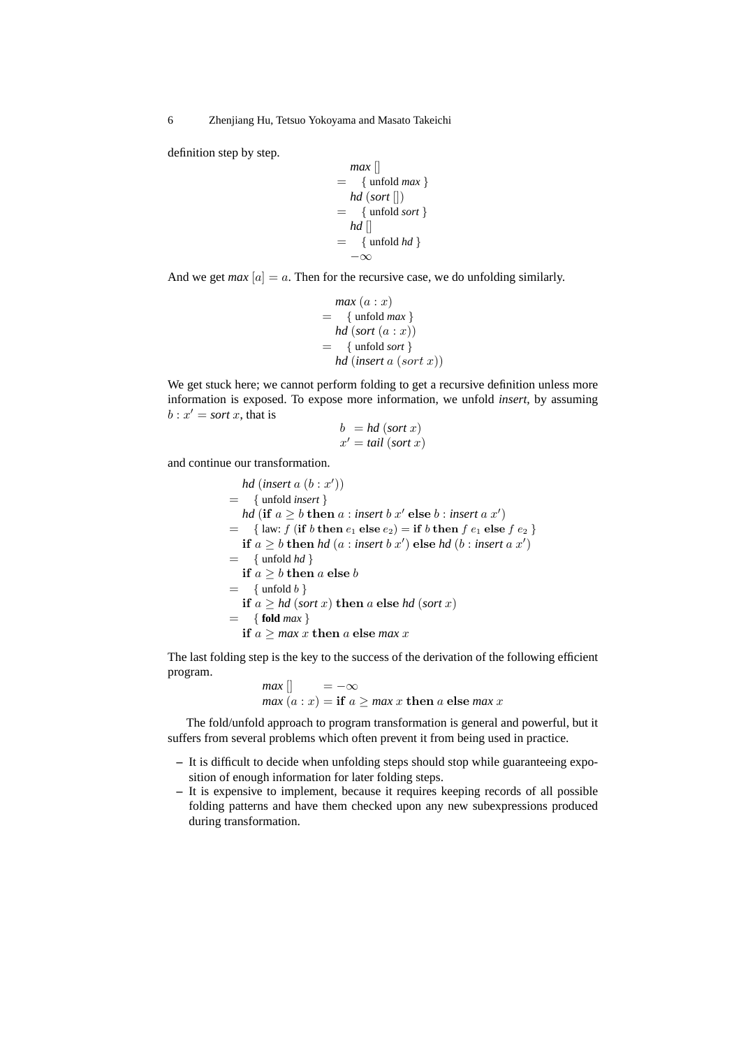definition step by step.

$$
\begin{array}{ll}
& \textit{max}\ [] \\
= & \{ \text{ unfold } \textit{max} \ \} \\
& \textit{hd}\ (\textit{sort}\ []) \\
= & \{ \text{ unfold } \textit{sort} \ \} \\
& \textit{hd}\ [] \\
= & \{ \text{ unfold } \textit{hd} \ \} \\
& -\infty
\end{array}
$$

And we get *max* $[a] = a$. Then for the recursive case, we do unfolding similarly.

$$
\begin{array}{ll}
& \textit{max}\ (a : x) \\
= & \{ \text{ unfold } \textit{max} \ \} \\
& \textit{hd}\ (\textit{sort}\ (a : x)) \\
= & \{ \text{ unfold } \textit{sort} \ \} \\
& \textit{hd}\ (\textit{insert}\ a\ (sort\ x))
\end{array}
$$

We get stuck here; we cannot perform folding to get a recursive definition unless more information is exposed. To expose more information, we unfold *insert*, by assuming $b : x' = \textit{sort}\ x$, that is

$$
\begin{array}{l}
b\ \ = \textit{hd}\ (\textit{sort}\ x) \\
x' = \textit{tail}\ (\textit{sort}\ x)
\end{array}
$$

and continue our transformation.

$$
\begin{array}{ll}
& \textit{hd}\ (\textit{insert}\ a\ (b : x')) \\
= & \{ \text{ unfold } \textit{insert} \ \} \\
& \textit{hd}\ (\textbf{if}\ a \geq b\ \textbf{then}\ a : \textit{insert}\ b\ x'\ \textbf{else}\ b : \textit{insert}\ a\ x') \\
= & \{ \text{ law: } f\ (\textbf{if}\ b\ \textbf{then}\ e_1\ \textbf{else}\ e_2) = \textbf{if}\ b\ \textbf{then}\ f\ e_1\ \textbf{else}\ f\ e_2 \ \} \\
& \textbf{if}\ a \geq b\ \textbf{then}\ \textit{hd}\ (a : \textit{insert}\ b\ x')\ \textbf{else}\ \textit{hd}\ (b : \textit{insert}\ a\ x') \\
= & \{ \text{ unfold } \textit{hd} \ \} \\
& \textbf{if}\ a \geq b\ \textbf{then}\ a\ \textbf{else}\ b \\
= & \{ \text{ unfold } b \ \} \\
& \textbf{if}\ a \geq \textit{hd}\ (\textit{sort}\ x)\ \textbf{then}\ a\ \textbf{else}\ \textit{hd}\ (\textit{sort}\ x) \\
= & \{ \textbf{ fold } \textit{max} \ \} \\
& \textbf{if}\ a \geq \textit{max}\ x\ \textbf{then}\ a\ \textbf{else}\ \textit{max}\ x
\end{array}
$$

The last folding step is the key to the success of the derivation of the following efficient program.

$$
\begin{array}{ll}
\textit{max}\ [] & = -\infty \\
\textit{max}\ (a : x) & = \textbf{if}\ a \geq \textit{max}\ x\ \textbf{then}\ a\ \textbf{else}\ \textit{max}\ x
\end{array}
$$

The fold/unfold approach to program transformation is general and powerful, but it suffers from several problems which often prevent it from being used in practice.

– It is difficult to decide when unfolding steps should stop while guaranteeing exposition of enough information for later folding steps.
– It is expensive to implement, because it requires keeping records of all possible folding patterns and have them checked upon any new subexpressions produced during transformation.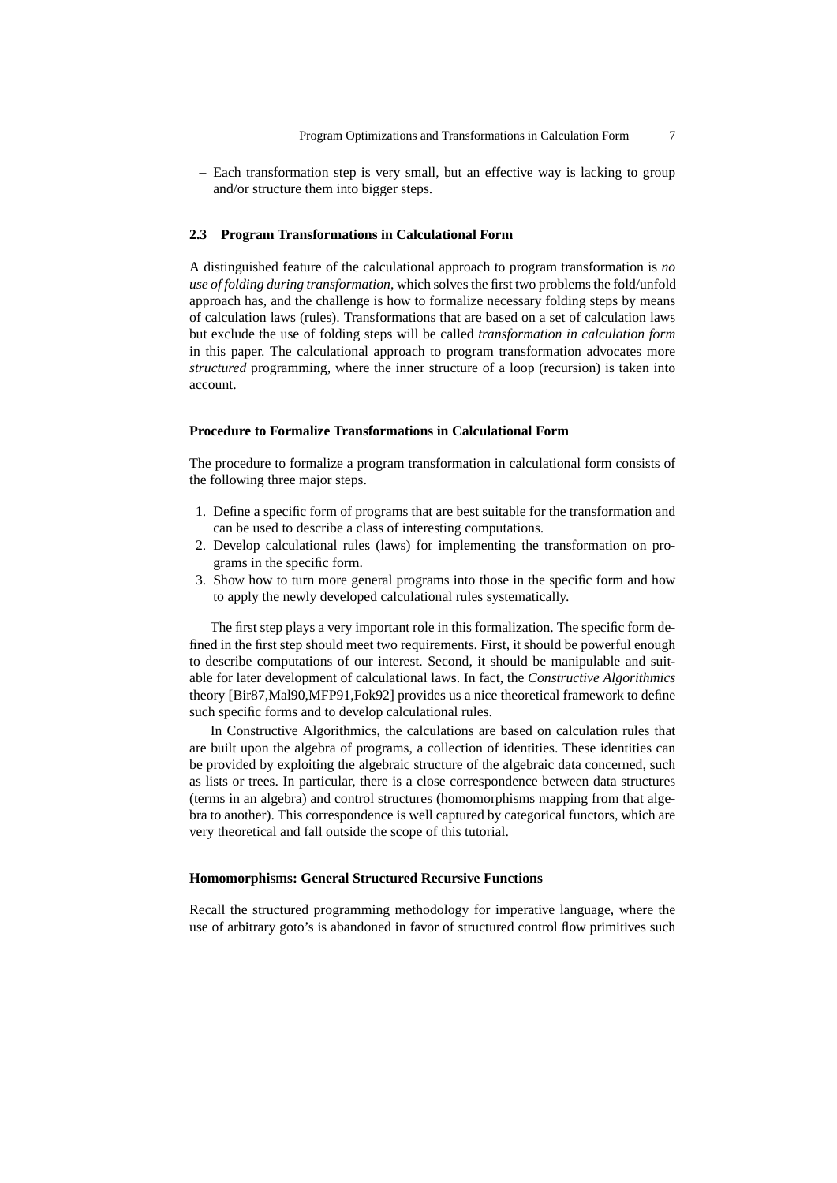– Each transformation step is very small, but an effective way is lacking to group and/or structure them into bigger steps.

### 2.3 Program Transformations in Calculational Form

A distinguished feature of the calculational approach to program transformation is *no use of folding during transformation*, which solves the first two problems the fold/unfold approach has, and the challenge is how to formalize necessary folding steps by means of calculation laws (rules). Transformations that are based on a set of calculation laws but exclude the use of folding steps will be called *transformation in calculation form* in this paper. The calculational approach to program transformation advocates more *structured* programming, where the inner structure of a loop (recursion) is taken into account.

#### Procedure to Formalize Transformations in Calculational Form

The procedure to formalize a program transformation in calculational form consists of the following three major steps.

1. Define a specific form of programs that are best suitable for the transformation and can be used to describe a class of interesting computations.
2. Develop calculational rules (laws) for implementing the transformation on programs in the specific form.
3. Show how to turn more general programs into those in the specific form and how to apply the newly developed calculational rules systematically.

The first step plays a very important role in this formalization. The specific form defined in the first step should meet two requirements. First, it should be powerful enough to describe computations of our interest. Second, it should be manipulable and suitable for later development of calculational laws. In fact, the *Constructive Algorithmics* theory [Bir87,Mal90,MFP91,Fok92] provides us a nice theoretical framework to define such specific forms and to develop calculational rules.

In Constructive Algorithmics, the calculations are based on calculation rules that are built upon the algebra of programs, a collection of identities. These identities can be provided by exploiting the algebraic structure of the algebraic data concerned, such as lists or trees. In particular, there is a close correspondence between data structures (terms in an algebra) and control structures (homomorphisms mapping from that algebra to another). This correspondence is well captured by categorical functors, which are very theoretical and fall outside the scope of this tutorial.

#### Homomorphisms: General Structured Recursive Functions

Recall the structured programming methodology for imperative language, where the use of arbitrary goto's is abandoned in favor of structured control flow primitives such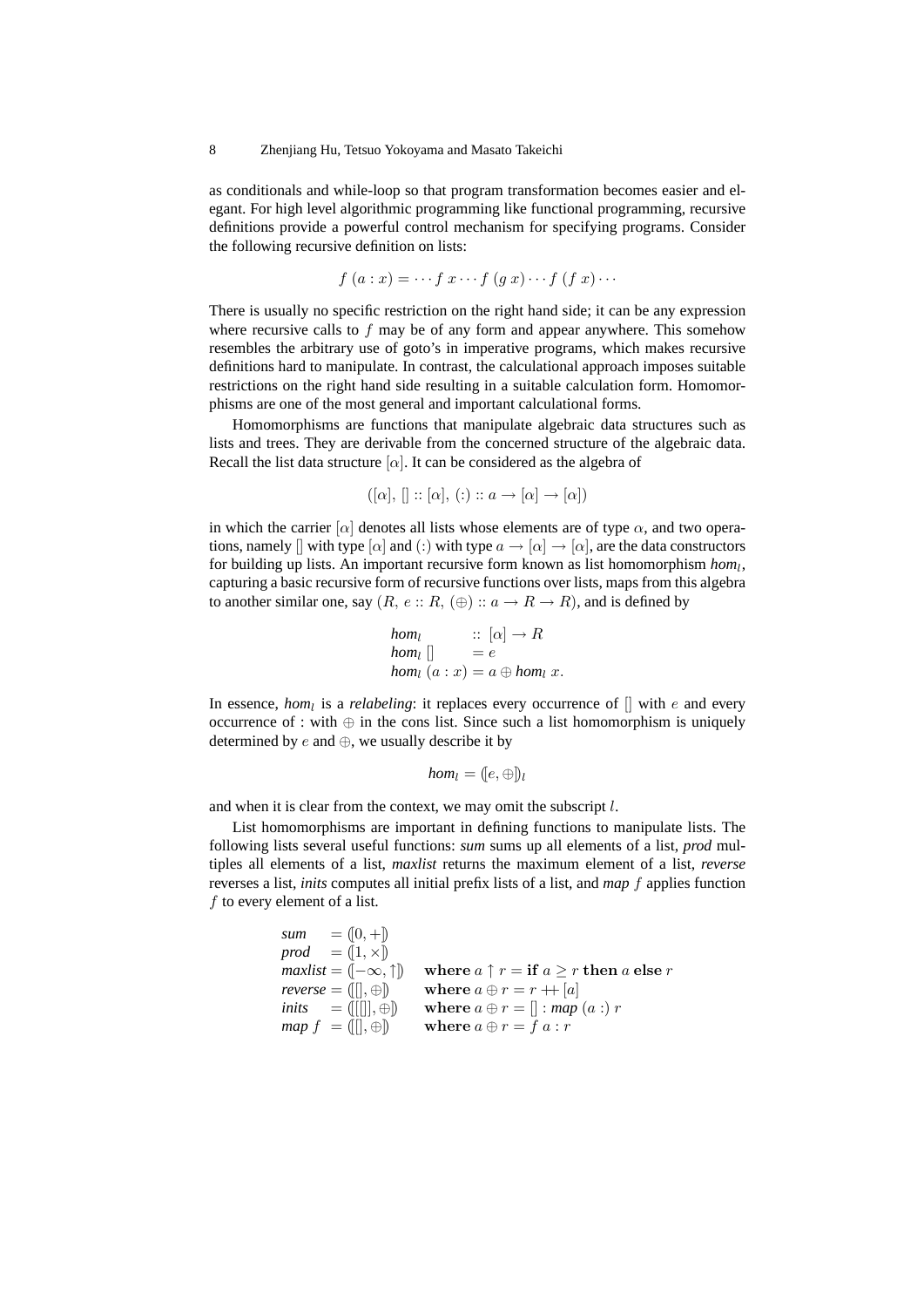as conditionals and while-loop so that program transformation becomes easier and elegant. For high level algorithmic programming like functional programming, recursive definitions provide a powerful control mechanism for specifying programs. Consider the following recursive definition on lists:

$$f\ (a : x) = \cdots f\ x \cdots f\ (g\ x) \cdots f\ (f\ x) \cdots$$

There is usually no specific restriction on the right hand side; it can be any expression where recursive calls to $f$ may be of any form and appear anywhere. This somehow resembles the arbitrary use of goto's in imperative programs, which makes recursive definitions hard to manipulate. In contrast, the calculational approach imposes suitable restrictions on the right hand side resulting in a suitable calculation form. Homomorphisms are one of the most general and important calculational forms.

Homomorphisms are functions that manipulate algebraic data structures such as lists and trees. They are derivable from the concerned structure of the algebraic data. Recall the list data structure $[\alpha]$. It can be considered as the algebra of

$$([\alpha],\ [] :: [\alpha],\ (:) :: a \to [\alpha] \to [\alpha])$$

in which the carrier $[\alpha]$ denotes all lists whose elements are of type $\alpha$, and two operations, namely $[]$ with type $[\alpha]$ and $(:)$ with type $a \to [\alpha] \to [\alpha]$, are the data constructors for building up lists. An important recursive form known as list homomorphism $\mathit{hom}_l$, capturing a basic recursive form of recursive functions over lists, maps from this algebra to another similar one, say $(R,\ e :: R,\ (\oplus) :: a \to R \to R)$, and is defined by

$$
\begin{array}{lll}
\mathit{hom}_l & :: & [\alpha] \to R \\
\mathit{hom}_l\ [] & = & e \\
\mathit{hom}_l\ (a : x) & = & a \oplus \mathit{hom}_l\ x.
\end{array}
$$

In essence, $\mathit{hom}_l$ is a *relabeling*: it replaces every occurrence of $[]$ with $e$ and every occurrence of $:$ with $\oplus$ in the cons list. Since such a list homomorphism is uniquely determined by $e$ and $\oplus$, we usually describe it by

$$\mathit{hom}_l = (\![e, \oplus]\!)_l$$

and when it is clear from the context, we may omit the subscript $l$.

List homomorphisms are important in defining functions to manipulate lists. The following lists several useful functions: *sum* sums up all elements of a list, *prod* multiples all elements of a list, *maxlist* returns the maximum element of a list, *reverse* reverses a list, *inits* computes all initial prefix lists of a list, and *map* $f$ applies function $f$ to every element of a list.

$$
\begin{array}{lll}
\mathit{sum} & = (\![0, +]\!) & \\
\mathit{prod} & = (\![1, \times]\!) & \\
\mathit{maxlist} & = (\![-\infty, \uparrow]\!) & \mathbf{where}\ a \uparrow r = \mathbf{if}\ a \geq r\ \mathbf{then}\ a\ \mathbf{else}\ r \\
\mathit{reverse} & = (\![[], \oplus]\!) & \mathbf{where}\ a \oplus r = r +\!\!+ [a] \\
\mathit{inits} & = (\![[[]], \oplus]\!) & \mathbf{where}\ a \oplus r = [] : \mathit{map}\ (a :)\ r \\
\mathit{map}\ f & = (\![[], \oplus]\!) & \mathbf{where}\ a \oplus r = f\ a : r
\end{array}
$$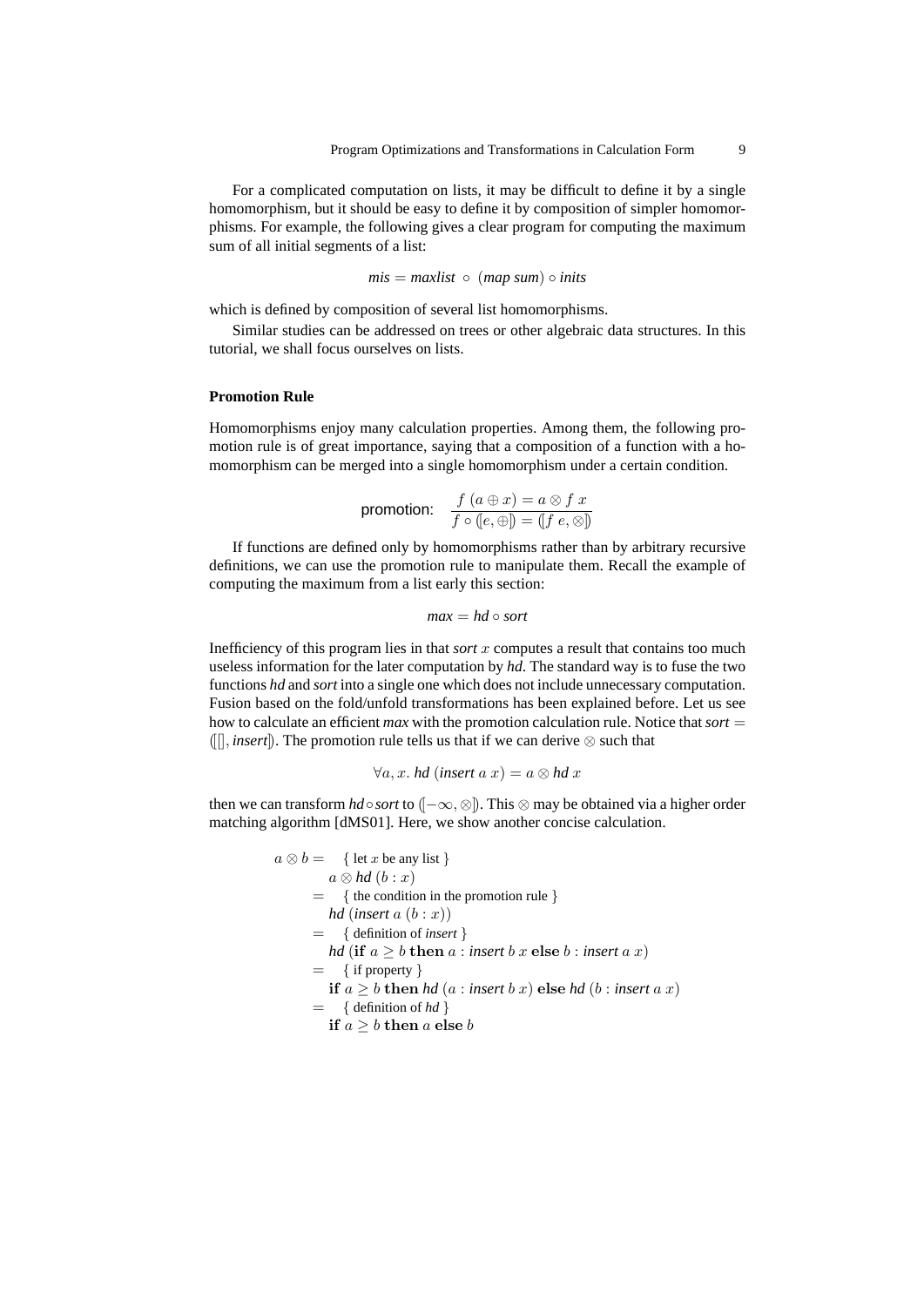For a complicated computation on lists, it may be difficult to define it by a single homomorphism, but it should be easy to define it by composition of simpler homomorphisms. For example, the following gives a clear program for computing the maximum sum of all initial segments of a list:

$$\mathit{mis} = \mathit{maxlist} \circ (\mathit{map}\ \mathit{sum}) \circ \mathit{inits}$$

which is defined by composition of several list homomorphisms.

Similar studies can be addressed on trees or other algebraic data structures. In this tutorial, we shall focus ourselves on lists.

### Promotion Rule

Homomorphisms enjoy many calculation properties. Among them, the following promotion rule is of great importance, saying that a composition of a function with a homomorphism can be merged into a single homomorphism under a certain condition.

$$\text{promotion:} \quad \frac{f\ (a \oplus x) = a \otimes f\ x}{f \circ (\!|e, \oplus|\!) = (\!|f\ e, \otimes|\!)}$$

If functions are defined only by homomorphisms rather than by arbitrary recursive definitions, we can use the promotion rule to manipulate them. Recall the example of computing the maximum from a list early this section:

$$\mathit{max} = \mathit{hd} \circ \mathit{sort}$$

Inefficiency of this program lies in that *sort* $x$ computes a result that contains too much useless information for the later computation by *hd*. The standard way is to fuse the two functions *hd* and *sort* into a single one which does not include unnecessary computation. Fusion based on the fold/unfold transformations has been explained before. Let us see how to calculate an efficient *max* with the promotion calculation rule. Notice that $\mathit{sort} = (\!|[\,], \mathit{insert}|\!)$. The promotion rule tells us that if we can derive $\otimes$ such that

$$\forall a, x.\ \mathit{hd}\ (\mathit{insert}\ a\ x) = a \otimes \mathit{hd}\ x$$

then we can transform $\mathit{hd} \circ \mathit{sort}$ to $(\!|-\infty, \otimes|\!)$. This $\otimes$ may be obtained via a higher order matching algorithm [dMS01]. Here, we show another concise calculation.

$$
\begin{array}{ll}
a \otimes b = & \{ \text{ let } x \text{ be any list } \} \\
& a \otimes \mathit{hd}\ (b : x) \\
= & \{ \text{ the condition in the promotion rule } \} \\
& \mathit{hd}\ (\mathit{insert}\ a\ (b : x)) \\
= & \{ \text{ definition of } \mathit{insert} \ \} \\
& \mathit{hd}\ (\mathbf{if}\ a \geq b\ \mathbf{then}\ a : \mathit{insert}\ b\ x\ \mathbf{else}\ b : \mathit{insert}\ a\ x) \\
= & \{ \text{ if property } \} \\
& \mathbf{if}\ a \geq b\ \mathbf{then}\ \mathit{hd}\ (a : \mathit{insert}\ b\ x)\ \mathbf{else}\ \mathit{hd}\ (b : \mathit{insert}\ a\ x) \\
= & \{ \text{ definition of } \mathit{hd} \ \} \\
& \mathbf{if}\ a \geq b\ \mathbf{then}\ a\ \mathbf{else}\ b
\end{array}
$$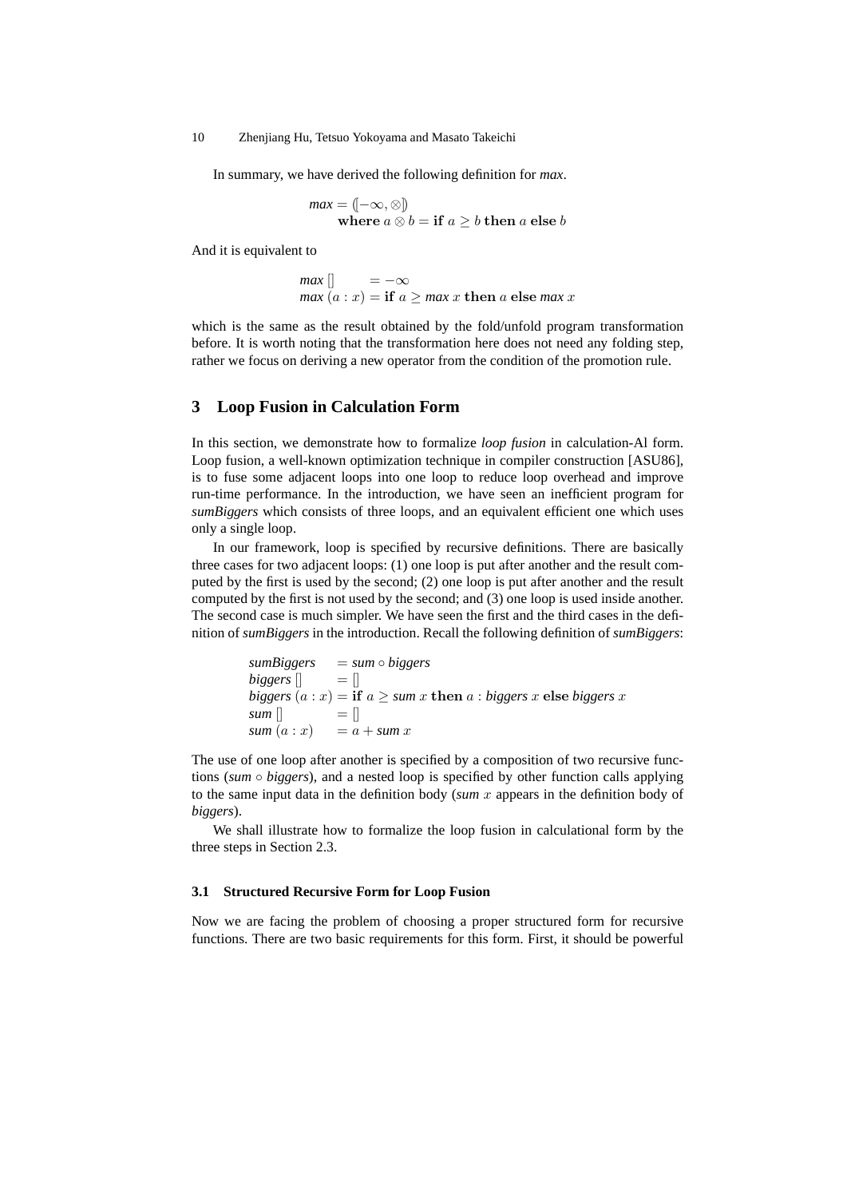In summary, we have derived the following definition for *max*.

$$
\begin{aligned}
\mathit{max} &= (\![-\infty, \otimes]\!) \\
&\quad \textbf{where } a \otimes b = \textbf{if } a \geq b \textbf{ then } a \textbf{ else } b
\end{aligned}
$$

And it is equivalent to

$$
\begin{aligned}
\mathit{max}\ [\,] &= -\infty \\
\mathit{max}\ (a : x) &= \textbf{if } a \geq \mathit{max}\ x \textbf{ then } a \textbf{ else } \mathit{max}\ x
\end{aligned}
$$

which is the same as the result obtained by the fold/unfold program transformation before. It is worth noting that the transformation here does not need any folding step, rather we focus on deriving a new operator from the condition of the promotion rule.

## 3 Loop Fusion in Calculation Form

In this section, we demonstrate how to formalize *loop fusion* in calculation-Al form. Loop fusion, a well-known optimization technique in compiler construction [ASU86], is to fuse some adjacent loops into one loop to reduce loop overhead and improve run-time performance. In the introduction, we have seen an inefficient program for *sumBiggers* which consists of three loops, and an equivalent efficient one which uses only a single loop.

In our framework, loop is specified by recursive definitions. There are basically three cases for two adjacent loops: (1) one loop is put after another and the result computed by the first is used by the second; (2) one loop is put after another and the result computed by the first is not used by the second; and (3) one loop is used inside another. The second case is much simpler. We have seen the first and the third cases in the definition of *sumBiggers* in the introduction. Recall the following definition of *sumBiggers*:

$$
\begin{aligned}
\mathit{sumBiggers} &= \mathit{sum} \circ \mathit{biggers} \\
\mathit{biggers}\ [\,] &= [\,] \\
\mathit{biggers}\ (a : x) &= \textbf{if } a \geq \mathit{sum}\ x \textbf{ then } a : \mathit{biggers}\ x \textbf{ else } \mathit{biggers}\ x \\
\mathit{sum}\ [\,] &= [\,] \\
\mathit{sum}\ (a : x) &= a + \mathit{sum}\ x
\end{aligned}
$$

The use of one loop after another is specified by a composition of two recursive functions ($\mathit{sum} \circ \mathit{biggers}$), and a nested loop is specified by other function calls applying to the same input data in the definition body ($\mathit{sum}\ x$ appears in the definition body of *biggers*).

We shall illustrate how to formalize the loop fusion in calculational form by the three steps in Section 2.3.

### 3.1 Structured Recursive Form for Loop Fusion

Now we are facing the problem of choosing a proper structured form for recursive functions. There are two basic requirements for this form. First, it should be powerful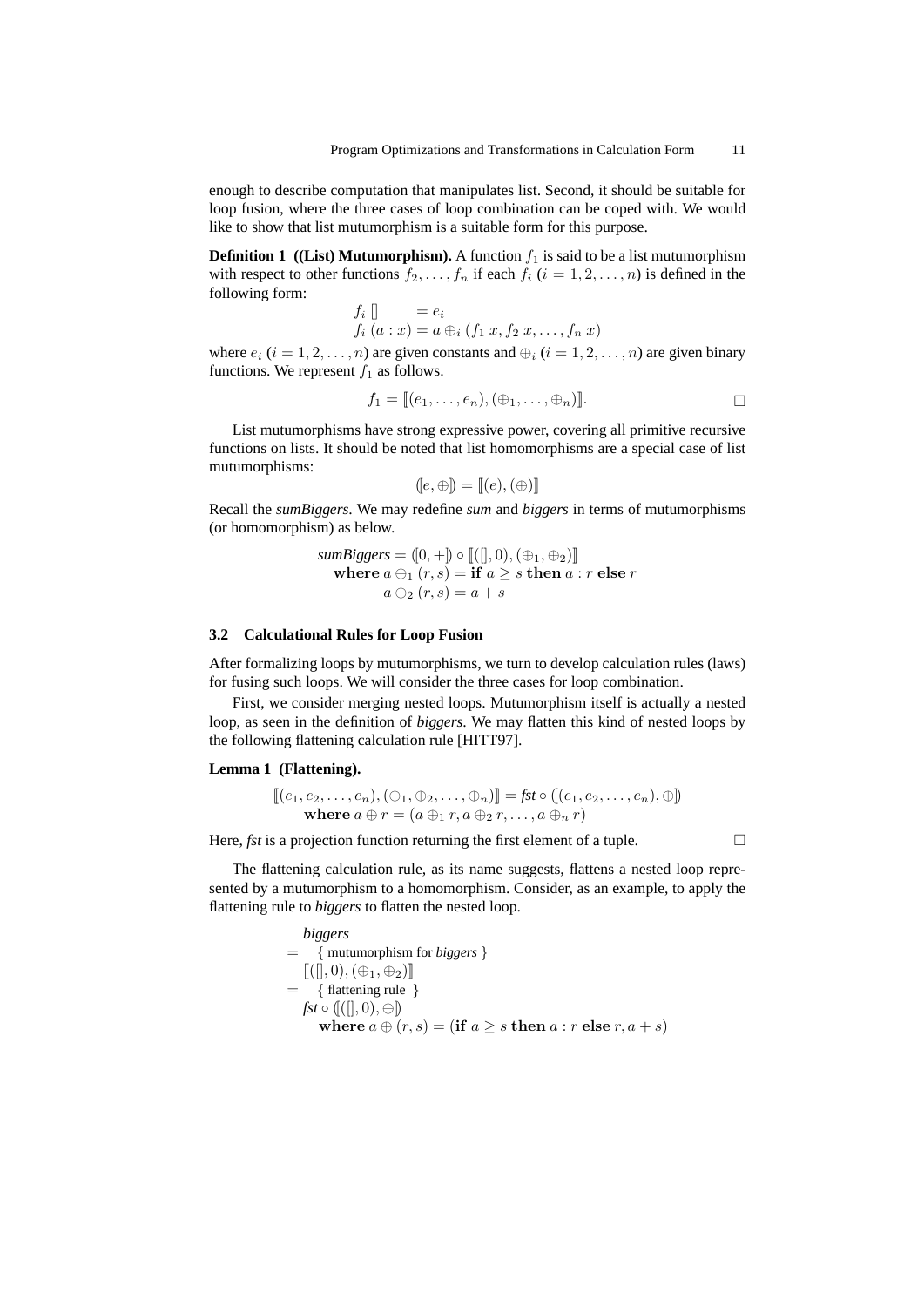enough to describe computation that manipulates list. Second, it should be suitable for loop fusion, where the three cases of loop combination can be coped with. We would like to show that list mutumorphism is a suitable form for this purpose.

**Definition 1 ((List) Mutumorphism).** A function $f_1$ is said to be a list mutumorphism with respect to other functions $f_2, \ldots, f_n$ if each $f_i$ $(i = 1, 2, \ldots, n)$ is defined in the following form:

$$
\begin{aligned}
f_i \; [] \quad &= e_i \\
f_i \; (a : x) &= a \oplus_i (f_1 \; x, f_2 \; x, \ldots, f_n \; x)
\end{aligned}
$$

where $e_i$ $(i = 1, 2, \ldots, n)$ are given constants and $\oplus_i$ $(i = 1, 2, \ldots, n)$ are given binary functions. We represent $f_1$ as follows.

$$f_1 = [\![ (e_1, \ldots, e_n), (\oplus_1, \ldots, \oplus_n) ]\!]. \qquad \square$$

List mutumorphisms have strong expressive power, covering all primitive recursive functions on lists. It should be noted that list homomorphisms are a special case of list mutumorphisms:

$$(\![ e, \oplus ]\!) = [\![ (e), (\oplus) ]\!]$$

Recall the *sumBiggers*. We may redefine *sum* and *biggers* in terms of mutumorphisms (or homomorphism) as below.

$$
\begin{aligned}
&\textit{sumBiggers} = (\![ 0, + ]\!) \circ [\![ ([], 0), (\oplus_1, \oplus_2) ]\!] \\
&\quad \textbf{where } a \oplus_1 (r, s) = \textbf{if } a \geq s \textbf{ then } a : r \textbf{ else } r \\
&\qquad\quad\;\; a \oplus_2 (r, s) = a + s
\end{aligned}
$$

### 3.2 Calculational Rules for Loop Fusion

After formalizing loops by mutumorphisms, we turn to develop calculation rules (laws) for fusing such loops. We will consider the three cases for loop combination.

First, we consider merging nested loops. Mutumorphism itself is actually a nested loop, as seen in the definition of *biggers*. We may flatten this kind of nested loops by the following flattening calculation rule [HITT97].

**Lemma 1 (Flattening).**

$$
\begin{aligned}
&[\![ (e_1, e_2, \ldots, e_n), (\oplus_1, \oplus_2, \ldots, \oplus_n) ]\!] = \textit{fst} \circ (\![ (e_1, e_2, \ldots, e_n), \oplus ]\!) \\
&\quad \textbf{where } a \oplus r = (a \oplus_1 r, a \oplus_2 r, \ldots, a \oplus_n r)
\end{aligned}
$$

Here, *fst* is a projection function returning the first element of a tuple. $\square$

The flattening calculation rule, as its name suggests, flattens a nested loop represented by a mutumorphism to a homomorphism. Consider, as an example, to apply the flattening rule to *biggers* to flatten the nested loop.

$$
\begin{aligned}
&\quad \textit{biggers} \\
&= \quad \{ \text{ mutumorphism for } \textit{biggers} \; \} \\
&\quad [\![ ([], 0), (\oplus_1, \oplus_2) ]\!] \\
&= \quad \{ \text{ flattening rule } \} \\
&\quad \textit{fst} \circ (\![ ([], 0), \oplus ]\!) \\
&\qquad \textbf{where } a \oplus (r, s) = (\textbf{if } a \geq s \textbf{ then } a : r \textbf{ else } r, a + s)
\end{aligned}
$$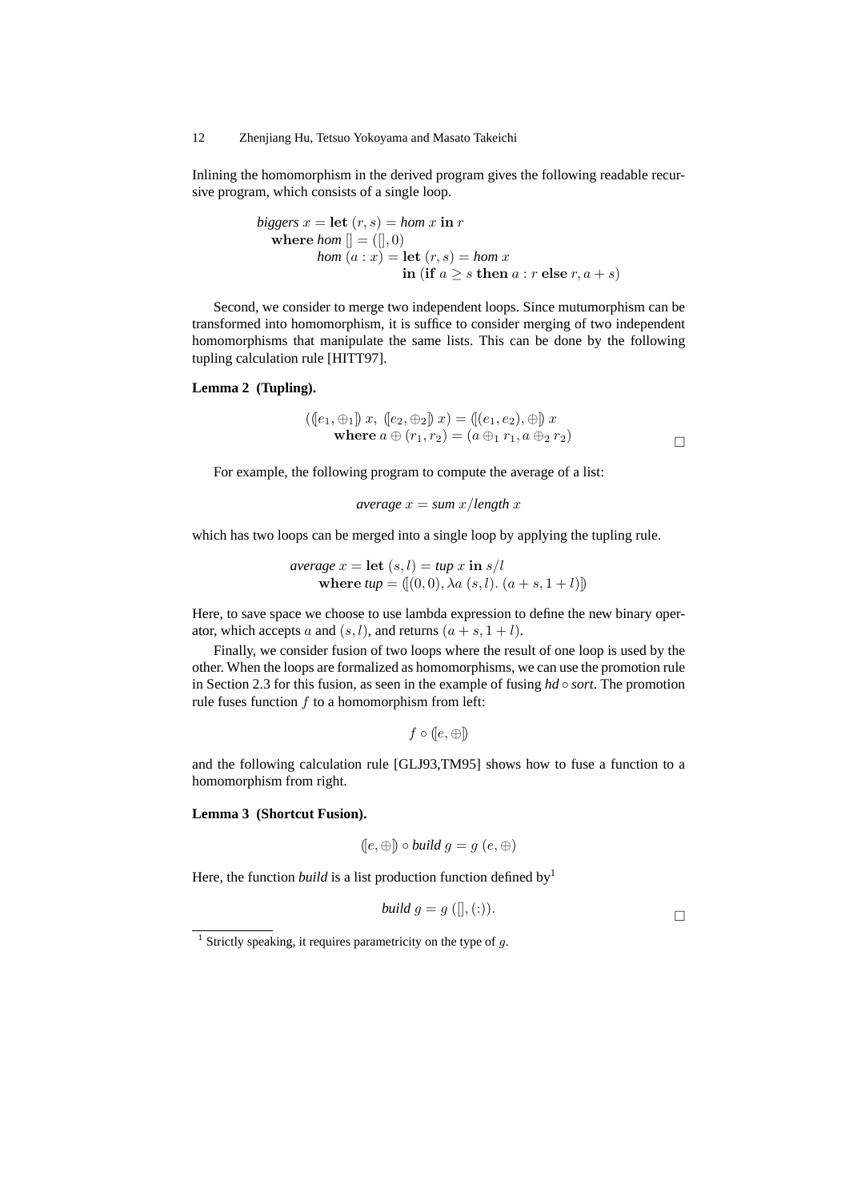Inlining the homomorphism in the derived program gives the following readable recursive program, which consists of a single loop.

$$
\begin{array}{l}
\textit{biggers}\ x = \mathbf{let}\ (r, s) = \textit{hom}\ x\ \mathbf{in}\ r \\
\quad \mathbf{where}\ \textit{hom}\ [] = ([], 0) \\
\qquad\qquad \textit{hom}\ (a : x) = \mathbf{let}\ (r, s) = \textit{hom}\ x \\
\qquad\qquad\qquad\qquad\quad\ \mathbf{in}\ (\mathbf{if}\ a \geq s\ \mathbf{then}\ a : r\ \mathbf{else}\ r, a + s)
\end{array}
$$

Second, we consider to merge two independent loops. Since mutumorphism can be transformed into homomorphism, it is suffice to consider merging of two independent homomorphisms that manipulate the same lists. This can be done by the following tupling calculation rule [HITT97].

**Lemma 2 (Tupling).**

$$
\begin{array}{l}
((\!|e_1, \oplus_1|\!)\ x,\ (\!|e_2, \oplus_2|\!)\ x) = (\!|(e_1, e_2), \oplus|\!)\ x \\
\qquad \mathbf{where}\ a \oplus (r_1, r_2) = (a \oplus_1 r_1, a \oplus_2 r_2)
\end{array}
$$

□

For example, the following program to compute the average of a list:

$$
\textit{average}\ x = \textit{sum}\ x / \textit{length}\ x
$$

which has two loops can be merged into a single loop by applying the tupling rule.

$$
\begin{array}{l}
\textit{average}\ x = \mathbf{let}\ (s, l) = \textit{tup}\ x\ \mathbf{in}\ s/l \\
\qquad \mathbf{where}\ \textit{tup} = (\!|(0, 0), \lambda a\ (s, l).\ (a + s, 1 + l)|\!)
\end{array}
$$

Here, to save space we choose to use lambda expression to define the new binary operator, which accepts $a$ and $(s, l)$, and returns $(a + s, 1 + l)$.

Finally, we consider fusion of two loops where the result of one loop is used by the other. When the loops are formalized as homomorphisms, we can use the promotion rule in Section 2.3 for this fusion, as seen in the example of fusing $\textit{hd} \circ \textit{sort}$. The promotion rule fuses function $f$ to a homomorphism from left:

$$
f \circ (\!|e, \oplus|\!)
$$

and the following calculation rule [GLJ93,TM95] shows how to fuse a function to a homomorphism from right.

**Lemma 3 (Shortcut Fusion).**

$$
(\!|e, \oplus|\!) \circ \textit{build}\ g = g\ (e, \oplus)
$$

Here, the function *build* is a list production function defined by[1]

$$
\textit{build}\ g = g\ ([], (:)).
$$

□

[1] Strictly speaking, it requires parametricity on the type of $g$.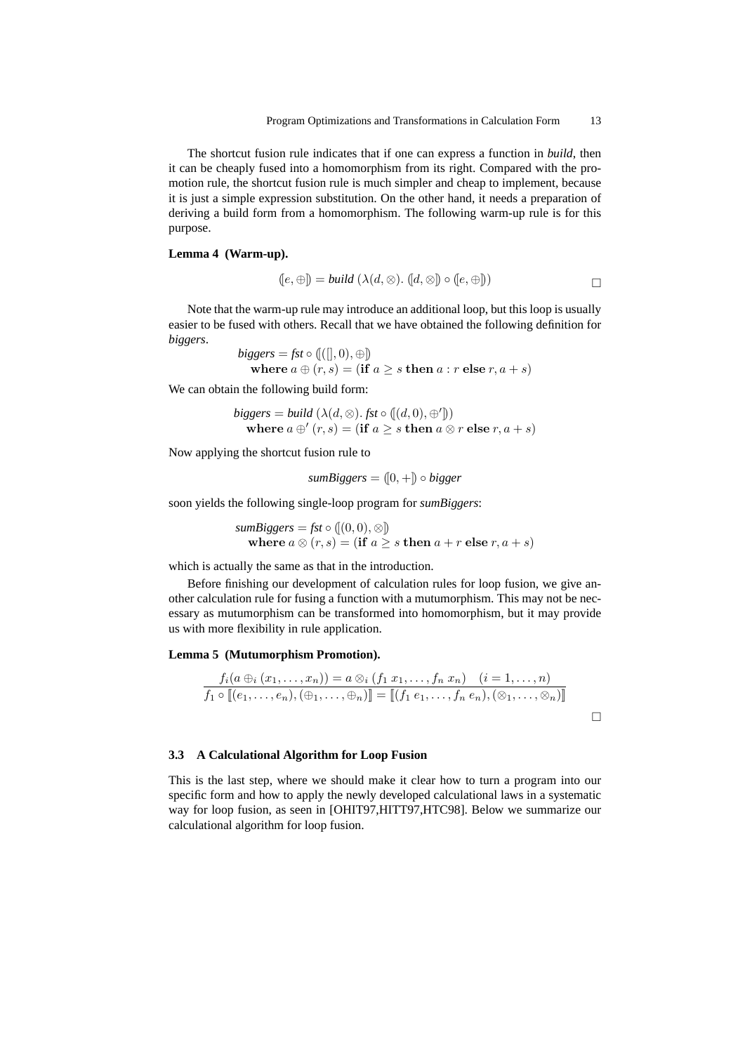The shortcut fusion rule indicates that if one can express a function in *build*, then it can be cheaply fused into a homomorphism from its right. Compared with the promotion rule, the shortcut fusion rule is much simpler and cheap to implement, because it is just a simple expression substitution. On the other hand, it needs a preparation of deriving a build form from a homomorphism. The following warm-up rule is for this purpose.

**Lemma 4 (Warm-up).**

$$(\![e, \oplus]\!) = \textit{build}\ (\lambda(d, \otimes).\ (\![d, \otimes]\!) \circ (\![e, \oplus]\!)) \qquad \square$$

Note that the warm-up rule may introduce an additional loop, but this loop is usually easier to be fused with others. Recall that we have obtained the following definition for *biggers*.

$$\begin{array}{l} \textit{biggers} = \textit{fst} \circ (\![([\,], 0), \oplus]\!) \\ \quad \textbf{where}\ a \oplus (r, s) = (\textbf{if}\ a \geq s\ \textbf{then}\ a : r\ \textbf{else}\ r, a + s) \end{array}$$

We can obtain the following build form:

$$\begin{array}{l} \textit{biggers} = \textit{build}\ (\lambda(d, \otimes).\ \textit{fst} \circ (\![(d, 0), \oplus']\!)) \\ \quad \textbf{where}\ a \oplus' (r, s) = (\textbf{if}\ a \geq s\ \textbf{then}\ a \otimes r\ \textbf{else}\ r, a + s) \end{array}$$

Now applying the shortcut fusion rule to

$$\textit{sumBiggers} = (\![0, +]\!) \circ \textit{bigger}$$

soon yields the following single-loop program for *sumBiggers*:

$$\begin{array}{l} \textit{sumBiggers} = \textit{fst} \circ (\![(0, 0), \otimes]\!) \\ \quad \textbf{where}\ a \otimes (r, s) = (\textbf{if}\ a \geq s\ \textbf{then}\ a + r\ \textbf{else}\ r, a + s) \end{array}$$

which is actually the same as that in the introduction.

Before finishing our development of calculation rules for loop fusion, we give another calculation rule for fusing a function with a mutumorphism. This may not be necessary as mutumorphism can be transformed into homomorphism, but it may provide us with more flexibility in rule application.

**Lemma 5 (Mutumorphism Promotion).**

$$\frac{f_i(a \oplus_i (x_1, \ldots, x_n)) = a \otimes_i (f_1\ x_1, \ldots, f_n\ x_n) \quad (i = 1, \ldots, n)}{f_1 \circ [\![(e_1, \ldots, e_n), (\oplus_1, \ldots, \oplus_n)]\!] = [\![(f_1\ e_1, \ldots, f_n\ e_n), (\otimes_1, \ldots, \otimes_n)]\!]} \qquad \square$$

### 3.3 A Calculational Algorithm for Loop Fusion

This is the last step, where we should make it clear how to turn a program into our specific form and how to apply the newly developed calculational laws in a systematic way for loop fusion, as seen in [OHIT97,HITT97,HTC98]. Below we summarize our calculational algorithm for loop fusion.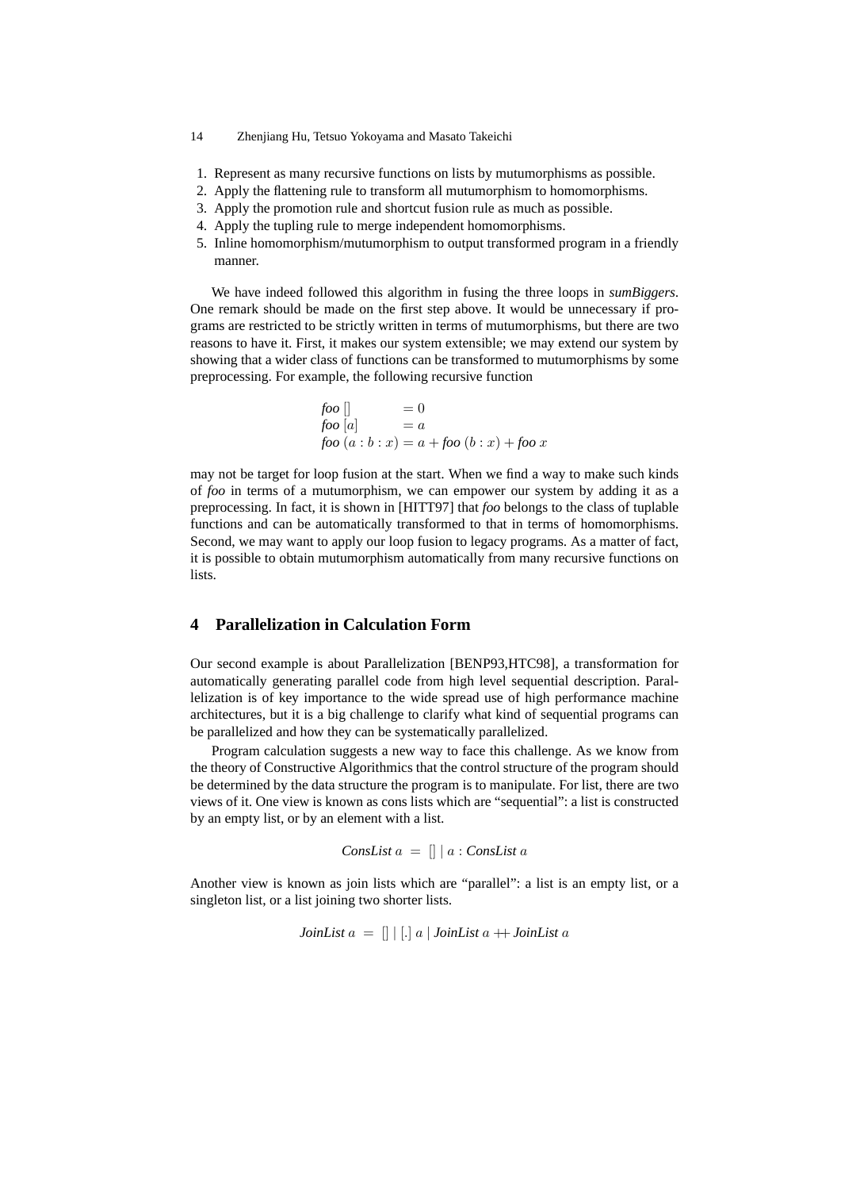1. Represent as many recursive functions on lists by mutumorphisms as possible.
2. Apply the flattening rule to transform all mutumorphism to homomorphisms.
3. Apply the promotion rule and shortcut fusion rule as much as possible.
4. Apply the tupling rule to merge independent homomorphisms.
5. Inline homomorphism/mutumorphism to output transformed program in a friendly manner.

We have indeed followed this algorithm in fusing the three loops in *sumBiggers*. One remark should be made on the first step above. It would be unnecessary if programs are restricted to be strictly written in terms of mutumorphisms, but there are two reasons to have it. First, it makes our system extensible; we may extend our system by showing that a wider class of functions can be transformed to mutumorphisms by some preprocessing. For example, the following recursive function

$$
\begin{array}{ll}
\textit{foo}\ [] & = 0 \\
\textit{foo}\ [a] & = a \\
\textit{foo}\ (a : b : x) & = a + \textit{foo}\ (b : x) + \textit{foo}\ x
\end{array}
$$

may not be target for loop fusion at the start. When we find a way to make such kinds of *foo* in terms of a mutumorphism, we can empower our system by adding it as a preprocessing. In fact, it is shown in [HITT97] that *foo* belongs to the class of tuplable functions and can be automatically transformed to that in terms of homomorphisms. Second, we may want to apply our loop fusion to legacy programs. As a matter of fact, it is possible to obtain mutumorphism automatically from many recursive functions on lists.

## 4 Parallelization in Calculation Form

Our second example is about Parallelization [BENP93,HTC98], a transformation for automatically generating parallel code from high level sequential description. Parallelization is of key importance to the wide spread use of high performance machine architectures, but it is a big challenge to clarify what kind of sequential programs can be parallelized and how they can be systematically parallelized.

Program calculation suggests a new way to face this challenge. As we know from the theory of Constructive Algorithmics that the control structure of the program should be determined by the data structure the program is to manipulate. For list, there are two views of it. One view is known as cons lists which are "sequential": a list is constructed by an empty list, or by an element with a list.

$$\textit{ConsList}\ a \ = \ [] \mid a : \textit{ConsList}\ a$$

Another view is known as join lists which are "parallel": a list is an empty list, or a singleton list, or a list joining two shorter lists.

$$\textit{JoinList}\ a \ = \ [] \mid [.]\ a \mid \textit{JoinList}\ a + \!\!\!+ \textit{JoinList}\ a$$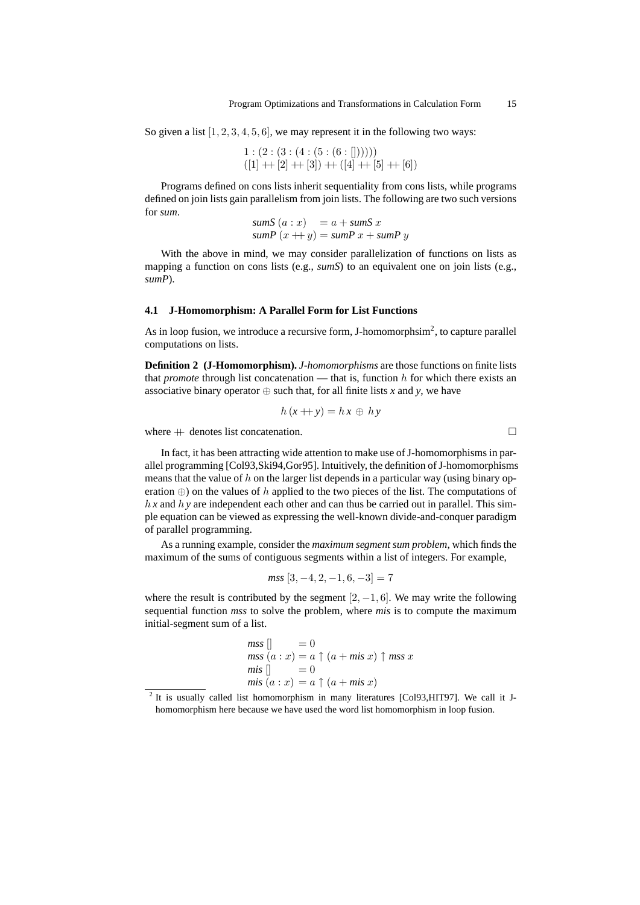So given a list $[1, 2, 3, 4, 5, 6]$, we may represent it in the following two ways:

$$1 : (2 : (3 : (4 : (5 : (6 : [])))))$$
$$([1] +\!\!+ [2] +\!\!+ [3]) +\!\!+ ([4] +\!\!+ [5] +\!\!+ [6])$$

Programs defined on cons lists inherit sequentiality from cons lists, while programs defined on join lists gain parallelism from join lists. The following are two such versions for *sum*.

$$\begin{aligned} \textit{sumS}\ (a : x) &= a + \textit{sumS}\ x \\ \textit{sumP}\ (x +\!\!+ y) &= \textit{sumP}\ x + \textit{sumP}\ y \end{aligned}$$

With the above in mind, we may consider parallelization of functions on lists as mapping a function on cons lists (e.g., *sumS*) to an equivalent one on join lists (e.g., *sumP*).

### 4.1 J-Homomorphism: A Parallel Form for List Functions

As in loop fusion, we introduce a recursive form, J-homomorphsim[2], to capture parallel computations on lists.

**Definition 2 (J-Homomorphism).** *J-homomorphisms* are those functions on finite lists that *promote* through list concatenation — that is, function $h$ for which there exists an associative binary operator $\oplus$ such that, for all finite lists *x* and *y*, we have

$$h\,(x +\!\!+ y) = h\,x \;\oplus\; h\,y$$

where $+\!\!+$ denotes list concatenation. □

In fact, it has been attracting wide attention to make use of J-homomorphisms in parallel programming [Col93,Ski94,Gor95]. Intuitively, the definition of J-homomorphisms means that the value of $h$ on the larger list depends in a particular way (using binary operation $\oplus$) on the values of $h$ applied to the two pieces of the list. The computations of $h\,x$ and $h\,y$ are independent each other and can thus be carried out in parallel. This simple equation can be viewed as expressing the well-known divide-and-conquer paradigm of parallel programming.

As a running example, consider the *maximum segment sum problem*, which finds the maximum of the sums of contiguous segments within a list of integers. For example,

$$\textit{mss}\ [3, -4, 2, -1, 6, -3] = 7$$

where the result is contributed by the segment $[2, -1, 6]$. We may write the following sequential function *mss* to solve the problem, where *mis* is to compute the maximum initial-segment sum of a list.

$$\begin{aligned} \textit{mss}\ [] &= 0 \\ \textit{mss}\ (a : x) &= a \uparrow (a + \textit{mis}\ x) \uparrow \textit{mss}\ x \\ \textit{mis}\ [] &= 0 \\ \textit{mis}\ (a : x) &= a \uparrow (a + \textit{mis}\ x) \end{aligned}$$

---

[2] It is usually called list homomorphism in many literatures [Col93,HIT97]. We call it J-homomorphism here because we have used the word list homomorphism in loop fusion.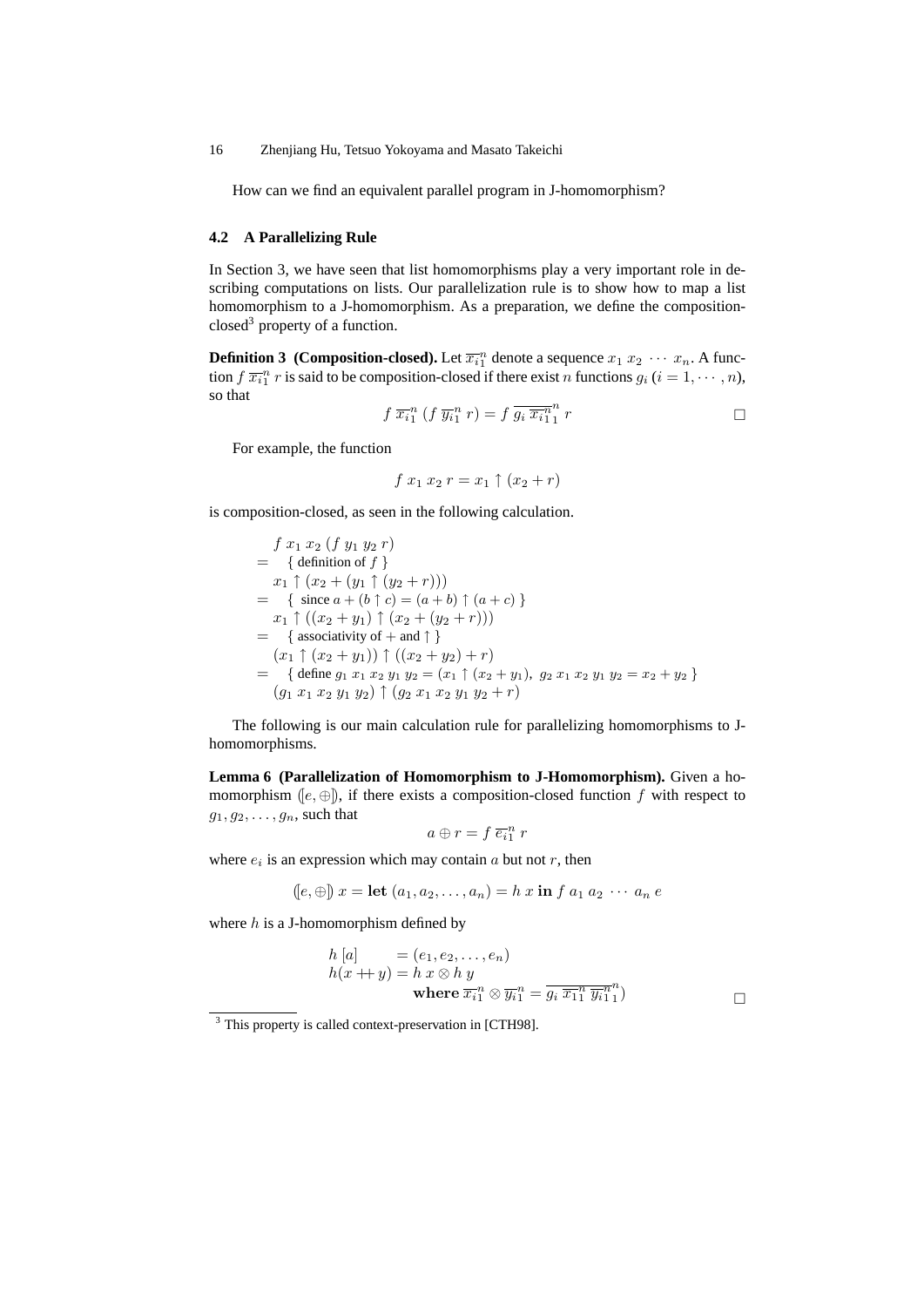How can we find an equivalent parallel program in J-homomorphism?

### 4.2 A Parallelizing Rule

In Section 3, we have seen that list homomorphisms play a very important role in describing computations on lists. Our parallelization rule is to show how to map a list homomorphism to a J-homomorphism. As a preparation, we define the composition-closed[3] property of a function.

**Definition 3 (Composition-closed).** Let $\overline{x_i}_1^n$ denote a sequence $x_1\ x_2\ \cdots\ x_n$. A function $f\ \overline{x_i}_1^n\ r$ is said to be composition-closed if there exist $n$ functions $g_i$ $(i = 1, \cdots, n)$, so that

$$f\ \overline{x_i}_1^n\ (f\ \overline{y_i}_1^n\ r) = f\ \overline{g_i\ \overline{x_i}_1^n}_1^n\ r \qquad \square$$

For example, the function

$$f\ x_1\ x_2\ r = x_1 \uparrow (x_2 + r)$$

is composition-closed, as seen in the following calculation.

$$
\begin{array}{ll}
 & f\ x_1\ x_2\ (f\ y_1\ y_2\ r) \\
= & \{\ \text{definition of } f\ \} \\
 & x_1 \uparrow (x_2 + (y_1 \uparrow (y_2 + r))) \\
= & \{\ \text{since } a + (b \uparrow c) = (a+b) \uparrow (a+c)\ \} \\
 & x_1 \uparrow ((x_2 + y_1) \uparrow (x_2 + (y_2 + r))) \\
= & \{\ \text{associativity of } + \text{ and } \uparrow\ \} \\
 & (x_1 \uparrow (x_2 + y_1)) \uparrow ((x_2 + y_2) + r) \\
= & \{\ \text{define } g_1\ x_1\ x_2\ y_1\ y_2 = (x_1 \uparrow (x_2 + y_1)),\ g_2\ x_1\ x_2\ y_1\ y_2 = x_2 + y_2\ \} \\
 & (g_1\ x_1\ x_2\ y_1\ y_2) \uparrow (g_2\ x_1\ x_2\ y_1\ y_2 + r)
\end{array}
$$

The following is our main calculation rule for parallelizing homomorphisms to J-homomorphisms.

**Lemma 6 (Parallelization of Homomorphism to J-Homomorphism).** Given a homomorphism $([e, \oplus])$, if there exists a composition-closed function $f$ with respect to $g_1, g_2, \ldots, g_n$, such that

$$a \oplus r = f\ \overline{e_i}_1^n\ r$$

where $e_i$ is an expression which may contain $a$ but not $r$, then

$$([e, \oplus])\ x = \textbf{let}\ (a_1, a_2, \ldots, a_n) = h\ x\ \textbf{in}\ f\ a_1\ a_2\ \cdots\ a_n\ e$$

where $h$ is a J-homomorphism defined by

$$
\begin{array}{ll}
h\ [a] & = (e_1, e_2, \ldots, e_n) \\
h(x +\!\!\!+\ y) & = h\ x \otimes h\ y \\
 & \quad \textbf{where}\ \overline{x_i}_1^n \otimes \overline{y_i}_1^n = \overline{g_i\ \overline{x_i}_1^n\ \overline{y_i}_1^n}_1^n)
\end{array}
\qquad \square
$$

[3] This property is called context-preservation in [CTH98].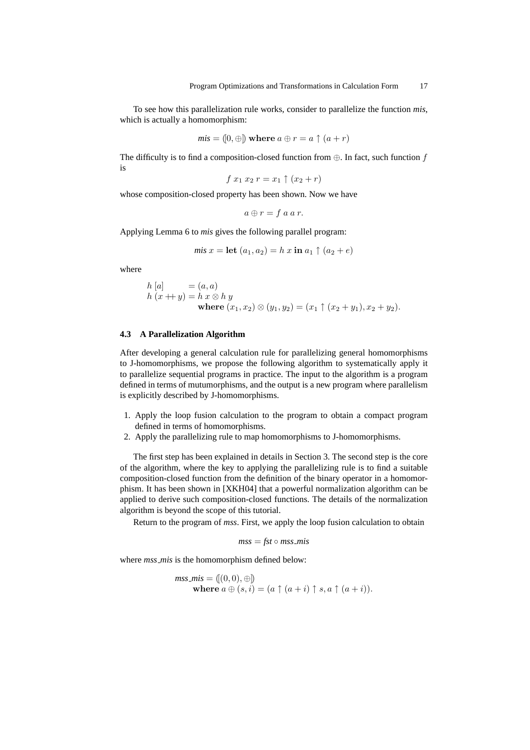To see how this parallelization rule works, consider to parallelize the function *mis*, which is actually a homomorphism:

$$mis = (\![0, \oplus]\!) \ \mathbf{where} \ a \oplus r = a \uparrow (a + r)$$

The difficulty is to find a composition-closed function from $\oplus$. In fact, such function $f$ is

$$f \ x_1 \ x_2 \ r = x_1 \uparrow (x_2 + r)$$

whose composition-closed property has been shown. Now we have

$$a \oplus r = f \ a \ a \ r.$$

Applying Lemma 6 to *mis* gives the following parallel program:

$$mis \ x = \mathbf{let} \ (a_1, a_2) = h \ x \ \mathbf{in} \ a_1 \uparrow (a_2 + e)$$

where

$$\begin{aligned}
&h \ [a] \quad\quad\ = (a, a) \\
&h \ (x +\!\!+ \ y) = h \ x \otimes h \ y \\
&\qquad\qquad\quad \mathbf{where} \ (x_1, x_2) \otimes (y_1, y_2) = (x_1 \uparrow (x_2 + y_1), x_2 + y_2).
\end{aligned}$$

### 4.3 A Parallelization Algorithm

After developing a general calculation rule for parallelizing general homomorphisms to J-homomorphisms, we propose the following algorithm to systematically apply it to parallelize sequential programs in practice. The input to the algorithm is a program defined in terms of mutumorphisms, and the output is a new program where parallelism is explicitly described by J-homomorphisms.

1. Apply the loop fusion calculation to the program to obtain a compact program defined in terms of homomorphisms.
2. Apply the parallelizing rule to map homomorphisms to J-homomorphisms.

The first step has been explained in details in Section 3. The second step is the core of the algorithm, where the key to applying the parallelizing rule is to find a suitable composition-closed function from the definition of the binary operator in a homomorphism. It has been shown in [XKH04] that a powerful normalization algorithm can be applied to derive such composition-closed functions. The details of the normalization algorithm is beyond the scope of this tutorial.

Return to the program of *mss*. First, we apply the loop fusion calculation to obtain

$$mss = fst \circ mss\_mis$$

where *mss_mis* is the homomorphism defined below:

$$\begin{aligned}
&mss\_mis = (\![(0, 0), \oplus]\!) \\
&\qquad \mathbf{where} \ a \oplus (s, i) = (a \uparrow (a + i) \uparrow s, a \uparrow (a + i)).
\end{aligned}$$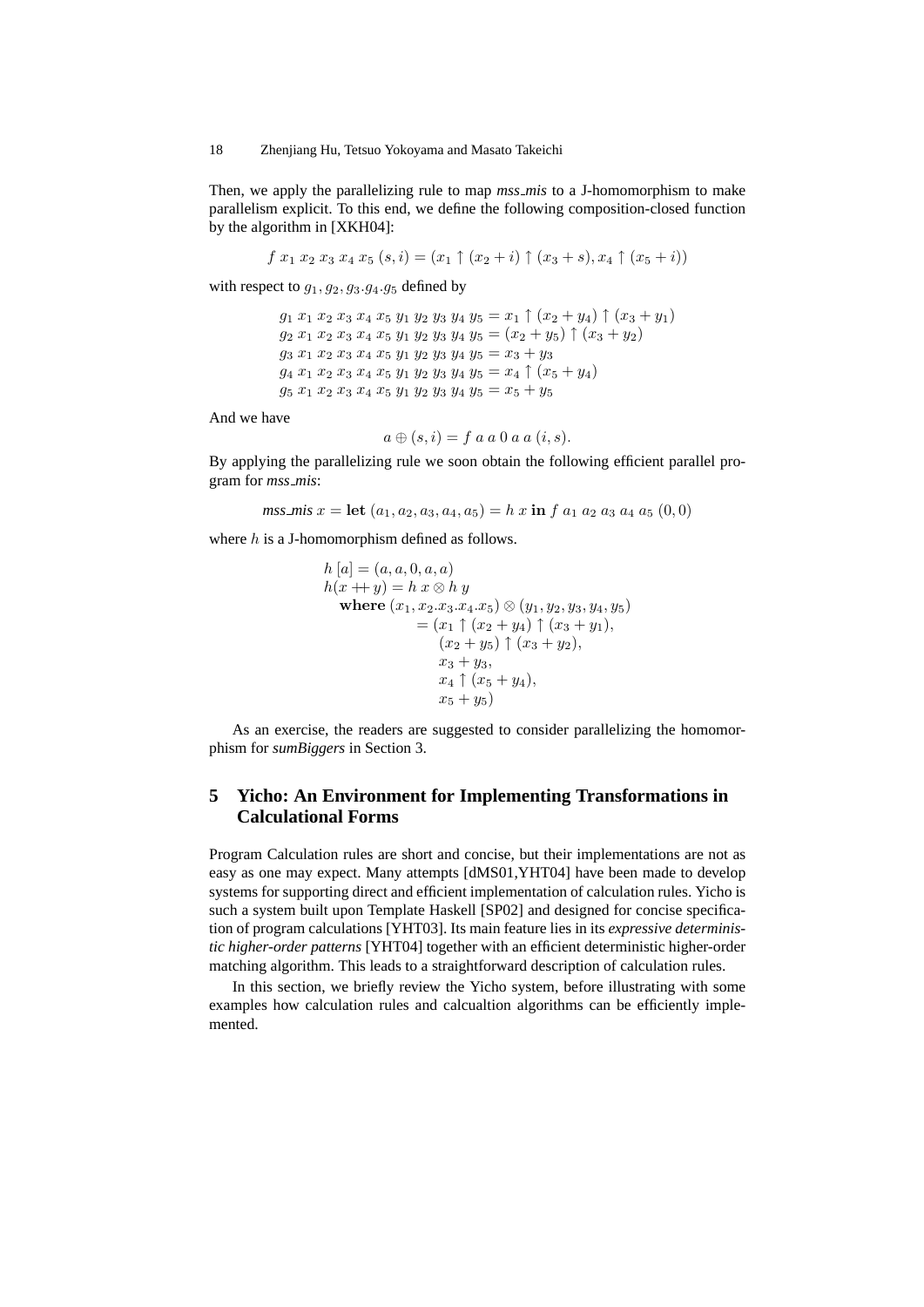Then, we apply the parallelizing rule to map *mss_mis* to a J-homomorphism to make parallelism explicit. To this end, we define the following composition-closed function by the algorithm in [XKH04]:

$$f\ x_1\ x_2\ x_3\ x_4\ x_5\ (s,i) = (x_1 \uparrow (x_2+i) \uparrow (x_3+s), x_4 \uparrow (x_5+i))$$

with respect to $g_1, g_2, g_3.g_4.g_5$ defined by

$$
\begin{aligned}
&g_1\ x_1\ x_2\ x_3\ x_4\ x_5\ y_1\ y_2\ y_3\ y_4\ y_5 = x_1 \uparrow (x_2+y_4) \uparrow (x_3+y_1)\\
&g_2\ x_1\ x_2\ x_3\ x_4\ x_5\ y_1\ y_2\ y_3\ y_4\ y_5 = (x_2+y_5) \uparrow (x_3+y_2)\\
&g_3\ x_1\ x_2\ x_3\ x_4\ x_5\ y_1\ y_2\ y_3\ y_4\ y_5 = x_3+y_3\\
&g_4\ x_1\ x_2\ x_3\ x_4\ x_5\ y_1\ y_2\ y_3\ y_4\ y_5 = x_4 \uparrow (x_5+y_4)\\
&g_5\ x_1\ x_2\ x_3\ x_4\ x_5\ y_1\ y_2\ y_3\ y_4\ y_5 = x_5+y_5
\end{aligned}
$$

And we have

$$a \oplus (s,i) = f\ a\ a\ 0\ a\ a\ (i,s).$$

By applying the parallelizing rule we soon obtain the following efficient parallel program for *mss_mis*:

$$\textit{mss\_mis}\ x = \textbf{let}\ (a_1,a_2,a_3,a_4,a_5) = h\ x\ \textbf{in}\ f\ a_1\ a_2\ a_3\ a_4\ a_5\ (0,0)$$

where $h$ is a J-homomorphism defined as follows.

$$
\begin{aligned}
&h\ [a] = (a,a,0,a,a)\\
&h(x +\!\!+\ y) = h\ x \otimes h\ y\\
&\quad \textbf{where}\ (x_1,x_2.x_3.x_4.x_5) \otimes (y_1,y_2,y_3,y_4,y_5)\\
&\qquad\qquad = (x_1 \uparrow (x_2+y_4) \uparrow (x_3+y_1),\\
&\qquad\qquad\quad (x_2+y_5) \uparrow (x_3+y_2),\\
&\qquad\qquad\quad x_3+y_3,\\
&\qquad\qquad\quad x_4 \uparrow (x_5+y_4),\\
&\qquad\qquad\quad x_5+y_5)
\end{aligned}
$$

As an exercise, the readers are suggested to consider parallelizing the homomorphism for *sumBiggers* in Section 3.

## 5 Yicho: An Environment for Implementing Transformations in Calculational Forms

Program Calculation rules are short and concise, but their implementations are not as easy as one may expect. Many attempts [dMS01,YHT04] have been made to develop systems for supporting direct and efficient implementation of calculation rules. Yicho is such a system built upon Template Haskell [SP02] and designed for concise specification of program calculations [YHT03]. Its main feature lies in its *expressive deterministic higher-order patterns* [YHT04] together with an efficient deterministic higher-order matching algorithm. This leads to a straightforward description of calculation rules.

In this section, we briefly review the Yicho system, before illustrating with some examples how calculation rules and calcualtion algorithms can be efficiently implemented.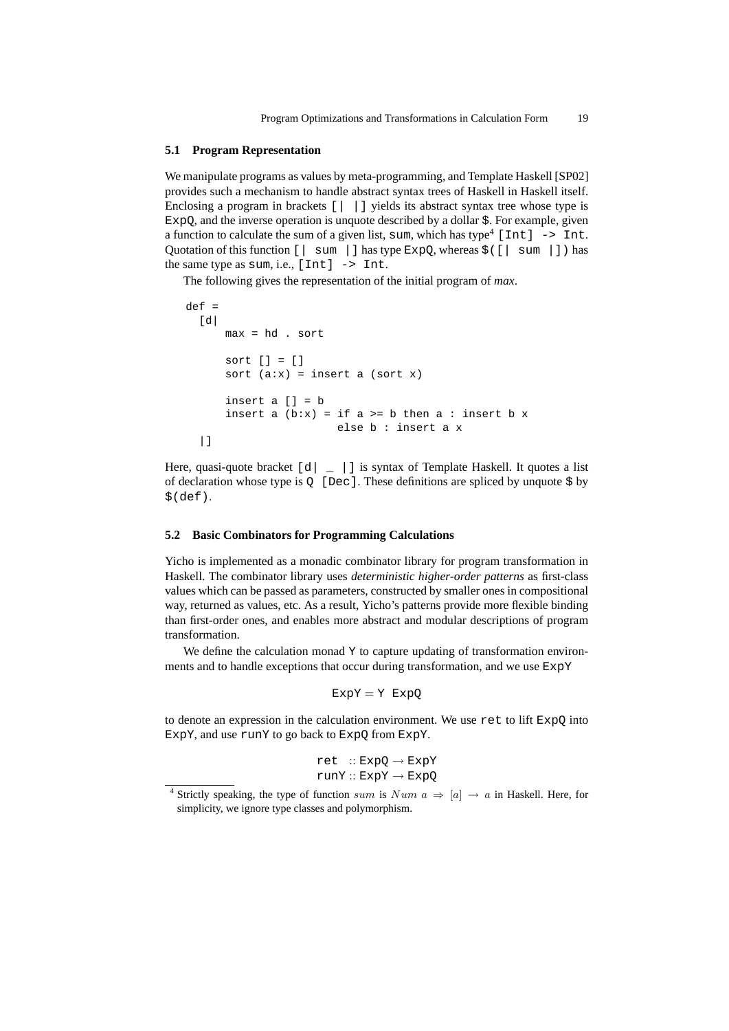### 5.1 Program Representation

We manipulate programs as values by meta-programming, and Template Haskell [SP02] provides such a mechanism to handle abstract syntax trees of Haskell in Haskell itself. Enclosing a program in brackets `[| |]` yields its abstract syntax tree whose type is `ExpQ`, and the inverse operation is unquote described by a dollar `$`. For example, given a function to calculate the sum of a given list, `sum`, which has type[4] `[Int] -> Int`. Quotation of this function `[| sum |]` has type `ExpQ`, whereas `$([| sum |])` has the same type as `sum`, i.e., `[Int] -> Int`.

The following gives the representation of the initial program of *max*.

```
def =
  [d|
      max = hd . sort

      sort [] = []
      sort (a:x) = insert a (sort x)

      insert a [] = b
      insert a (b:x) = if a >= b then a : insert b x
                       else b : insert a x
  |]
```

Here, quasi-quote bracket `[d| _ |]` is syntax of Template Haskell. It quotes a list of declaration whose type is `Q [Dec]`. These definitions are spliced by unquote `$` by `$(def)`.

### 5.2 Basic Combinators for Programming Calculations

Yicho is implemented as a monadic combinator library for program transformation in Haskell. The combinator library uses *deterministic higher-order patterns* as first-class values which can be passed as parameters, constructed by smaller ones in compositional way, returned as values, etc. As a result, Yicho's patterns provide more flexible binding than first-order ones, and enables more abstract and modular descriptions of program transformation.

We define the calculation monad `Y` to capture updating of transformation environments and to handle exceptions that occur during transformation, and we use `ExpY`

$$\texttt{ExpY} = \texttt{Y ExpQ}$$

to denote an expression in the calculation environment. We use `ret` to lift `ExpQ` into `ExpY`, and use `runY` to go back to `ExpQ` from `ExpY`.

$$\begin{aligned} \texttt{ret} &:: \texttt{ExpQ} \rightarrow \texttt{ExpY} \\ \texttt{runY} &:: \texttt{ExpY} \rightarrow \texttt{ExpQ} \end{aligned}$$

[4] Strictly speaking, the type of function $sum$ is $Num\ a \Rightarrow [a] \rightarrow a$ in Haskell. Here, for simplicity, we ignore type classes and polymorphism.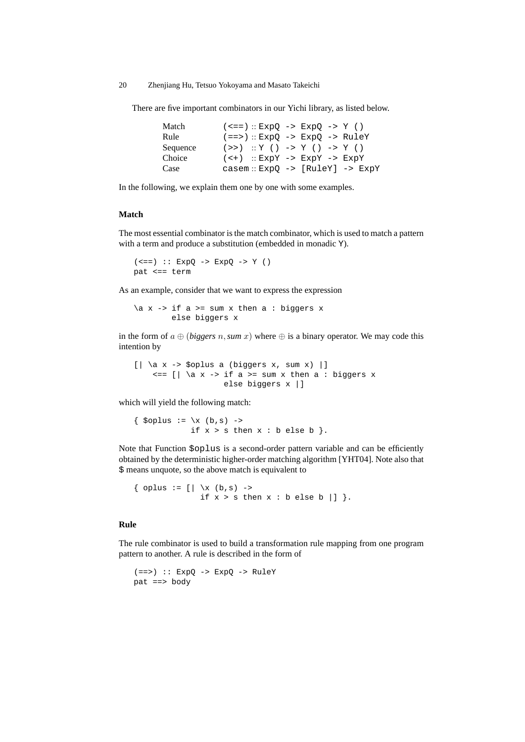There are five important combinators in our Yichi library, as listed below.

| | |
|---|---|
| Match | `(<==) :: ExpQ -> ExpQ -> Y ()` |
| Rule | `(==>) :: ExpQ -> ExpQ -> RuleY` |
| Sequence | `(>>) :: Y () -> Y () -> Y ()` |
| Choice | `(<+) :: ExpY -> ExpY -> ExpY` |
| Case | `casem :: ExpQ -> [RuleY] -> ExpY` |

In the following, we explain them one by one with some examples.

**Match**

The most essential combinator is the match combinator, which is used to match a pattern with a term and produce a substitution (embedded in monadic `Y`).

```
(<==) :: ExpQ -> ExpQ -> Y ()
pat <== term
```

As an example, consider that we want to express the expression

```
\a x -> if a >= sum x then a : biggers x
        else biggers x
```

in the form of $a \oplus (\textit{biggers}\ n, \textit{sum}\ x)$ where $\oplus$ is a binary operator. We may code this intention by

```
[| \a x -> $oplus a (biggers x, sum x) |]
    <== [| \a x -> if a >= sum x then a : biggers x
                   else biggers x |]
```

which will yield the following match:

```
{ $oplus := \x (b,s) ->
            if x > s then x : b else b }.
```

Note that Function `$oplus` is a second-order pattern variable and can be efficiently obtained by the deterministic higher-order matching algorithm [YHT04]. Note also that `$` means unquote, so the above match is equivalent to

```
{ oplus := [| \x (b,s) ->
              if x > s then x : b else b |] }.
```

**Rule**

The rule combinator is used to build a transformation rule mapping from one program pattern to another. A rule is described in the form of

```
(==>) :: ExpQ -> ExpQ -> RuleY
pat ==> body
```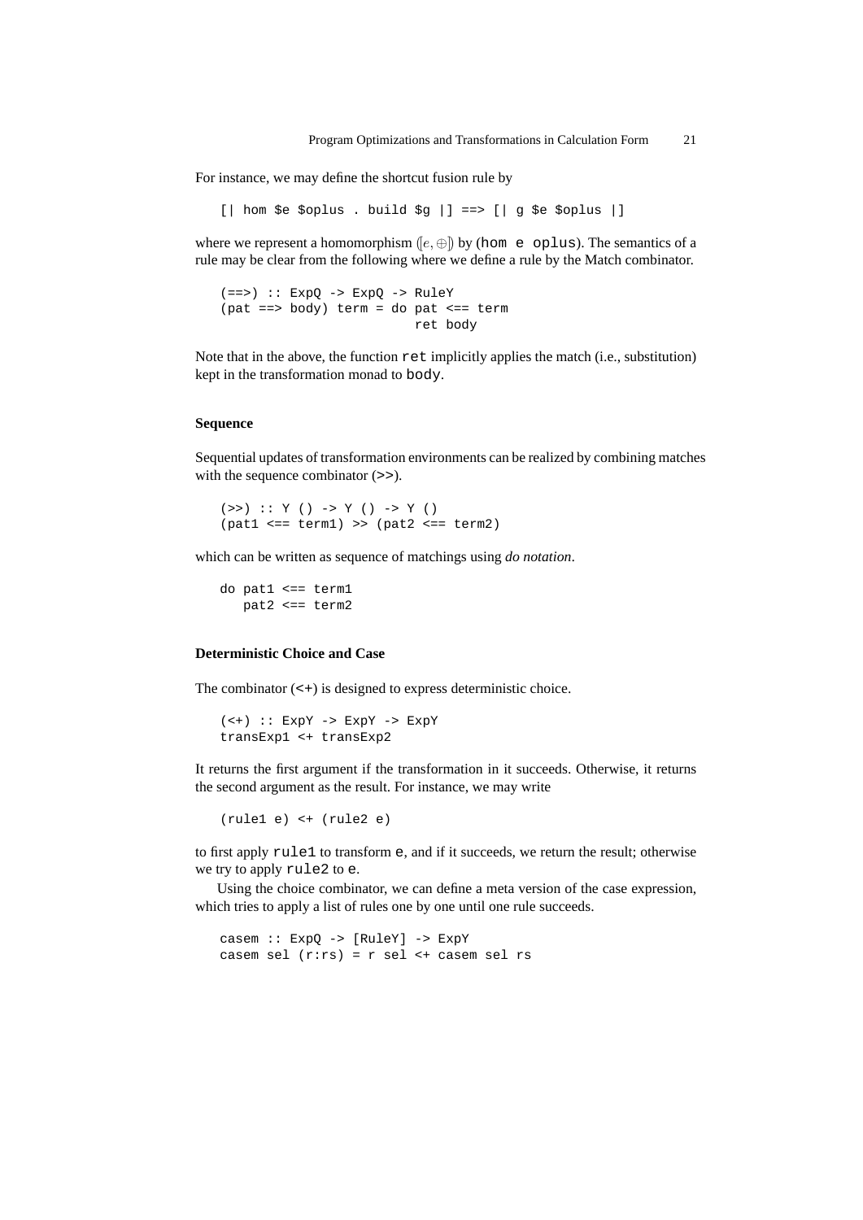For instance, we may define the shortcut fusion rule by

```
[| hom $e $oplus . build $g |] ==> [| g $e $oplus |]
```

where we represent a homomorphism $(\![e, \oplus]\!)$ by (hom e oplus). The semantics of a rule may be clear from the following where we define a rule by the Match combinator.

```
(==>) :: ExpQ -> ExpQ -> RuleY
(pat ==> body) term = do pat <== term
                         ret body
```

Note that in the above, the function ret implicitly applies the match (i.e., substitution) kept in the transformation monad to body.

### Sequence

Sequential updates of transformation environments can be realized by combining matches with the sequence combinator (>>).

```
(>>) :: Y () -> Y () -> Y ()
(pat1 <== term1) >> (pat2 <== term2)
```

which can be written as sequence of matchings using *do notation*.

```
do pat1 <== term1
   pat2 <== term2
```

### Deterministic Choice and Case

The combinator (<+) is designed to express deterministic choice.

```
(<+) :: ExpY -> ExpY -> ExpY
transExp1 <+ transExp2
```

It returns the first argument if the transformation in it succeeds. Otherwise, it returns the second argument as the result. For instance, we may write

```
(rule1 e) <+ (rule2 e)
```

to first apply rule1 to transform e, and if it succeeds, we return the result; otherwise we try to apply rule2 to e.

Using the choice combinator, we can define a meta version of the case expression, which tries to apply a list of rules one by one until one rule succeeds.

```
casem :: ExpQ -> [RuleY] -> ExpY
casem sel (r:rs) = r sel <+ casem sel rs
```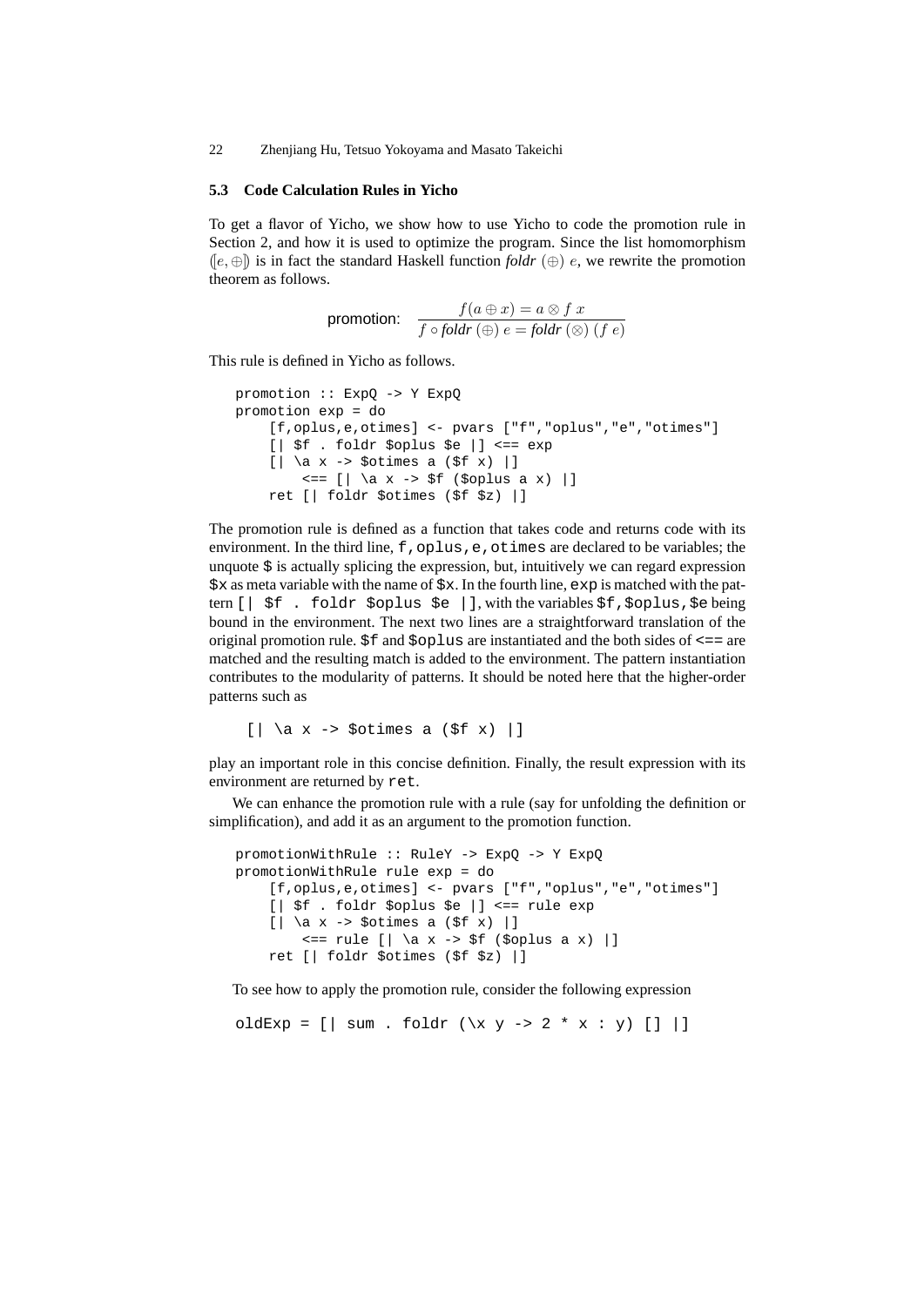### 5.3 Code Calculation Rules in Yicho

To get a flavor of Yicho, we show how to use Yicho to code the promotion rule in Section 2, and how it is used to optimize the program. Since the list homomorphism $(\![e, \oplus]\!)$ is in fact the standard Haskell function *foldr* $(\oplus)$ $e$, we rewrite the promotion theorem as follows.

$$\text{promotion:} \quad \frac{f(a \oplus x) = a \otimes f\ x}{f \circ \textit{foldr}\ (\oplus)\ e = \textit{foldr}\ (\otimes)\ (f\ e)}$$

This rule is defined in Yicho as follows.

```
promotion :: ExpQ -> Y ExpQ
promotion exp = do
    [f,oplus,e,otimes] <- pvars ["f","oplus","e","otimes"]
    [| $f . foldr $oplus $e |] <== exp
    [| \a x -> $otimes a ($f x) |]
        <== [| \a x -> $f ($oplus a x) |]
    ret [| foldr $otimes ($f $z) |]
```

The promotion rule is defined as a function that takes code and returns code with its environment. In the third line, `f,oplus,e,otimes` are declared to be variables; the unquote `$` is actually splicing the expression, but, intuitively we can regard expression `$x` as meta variable with the name of `$x`. In the fourth line, `exp` is matched with the pattern `[| $f . foldr $oplus $e |]`, with the variables `$f,$oplus,$e` being bound in the environment. The next two lines are a straightforward translation of the original promotion rule. `$f` and `$oplus` are instantiated and the both sides of `<==` are matched and the resulting match is added to the environment. The pattern instantiation contributes to the modularity of patterns. It should be noted here that the higher-order patterns such as

```
[| \a x -> $otimes a ($f x) |]
```

play an important role in this concise definition. Finally, the result expression with its environment are returned by `ret`.

We can enhance the promotion rule with a rule (say for unfolding the definition or simplification), and add it as an argument to the promotion function.

```
promotionWithRule :: RuleY -> ExpQ -> Y ExpQ
promotionWithRule rule exp = do
    [f,oplus,e,otimes] <- pvars ["f","oplus","e","otimes"]
    [| $f . foldr $oplus $e |] <== rule exp
    [| \a x -> $otimes a ($f x) |]
        <== rule [| \a x -> $f ($oplus a x) |]
    ret [| foldr $otimes ($f $z) |]
```

To see how to apply the promotion rule, consider the following expression

```
oldExp = [| sum . foldr (\x y -> 2 * x : y) [] |]
```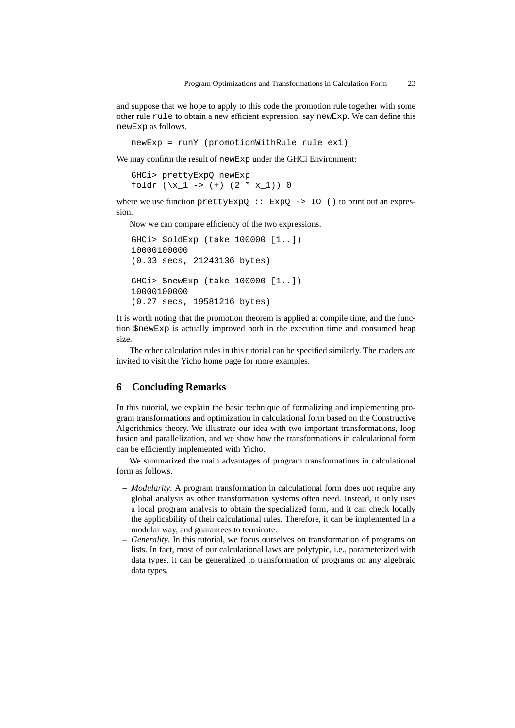and suppose that we hope to apply to this code the promotion rule together with some other rule `rule` to obtain a new efficient expression, say `newExp`. We can define this `newExp` as follows.

```
newExp = runY (promotionWithRule rule ex1)
```

We may confirm the result of `newExp` under the GHCi Environment:

```
GHCi> prettyExpQ newExp
foldr (\x_1 -> (+) (2 * x_1)) 0
```

where we use function `prettyExpQ :: ExpQ -> IO ()` to print out an expression.

Now we can compare efficiency of the two expressions.

```
GHCi> $oldExp (take 100000 [1..])
10000100000
(0.33 secs, 21243136 bytes)

GHCi> $newExp (take 100000 [1..])
10000100000
(0.27 secs, 19581216 bytes)
```

It is worth noting that the promotion theorem is applied at compile time, and the function `$newExp` is actually improved both in the execution time and consumed heap size.

The other calculation rules in this tutorial can be specified similarly. The readers are invited to visit the Yicho home page for more examples.

## 6 Concluding Remarks

In this tutorial, we explain the basic technique of formalizing and implementing program transformations and optimization in calculational form based on the Constructive Algorithmics theory. We illustrate our idea with two important transformations, loop fusion and parallelization, and we show how the transformations in calculational form can be efficiently implemented with Yicho.

We summarized the main advantages of program transformations in calculational form as follows.

- *Modularity*. A program transformation in calculational form does not require any global analysis as other transformation systems often need. Instead, it only uses a local program analysis to obtain the specialized form, and it can check locally the applicability of their calculational rules. Therefore, it can be implemented in a modular way, and guarantees to terminate.
- *Generality*. In this tutorial, we focus ourselves on transformation of programs on lists. In fact, most of our calculational laws are polytypic, i.e., parameterized with data types, it can be generalized to transformation of programs on any algebraic data types.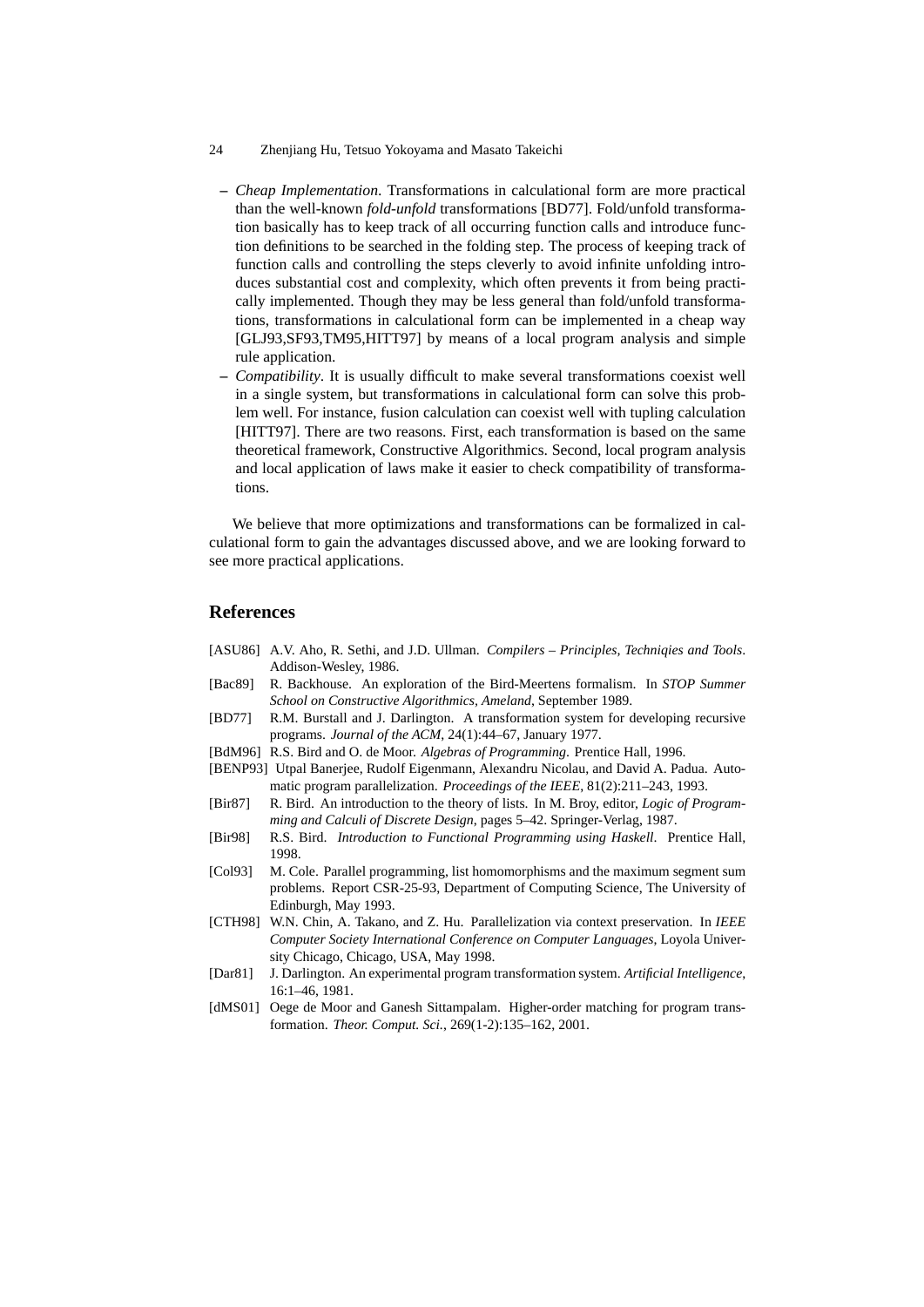– *Cheap Implementation*. Transformations in calculational form are more practical than the well-known *fold-unfold* transformations [BD77]. Fold/unfold transformation basically has to keep track of all occurring function calls and introduce function definitions to be searched in the folding step. The process of keeping track of function calls and controlling the steps cleverly to avoid infinite unfolding introduces substantial cost and complexity, which often prevents it from being practically implemented. Though they may be less general than fold/unfold transformations, transformations in calculational form can be implemented in a cheap way [GLJ93,SF93,TM95,HITT97] by means of a local program analysis and simple rule application.
– *Compatibility*. It is usually difficult to make several transformations coexist well in a single system, but transformations in calculational form can solve this problem well. For instance, fusion calculation can coexist well with tupling calculation [HITT97]. There are two reasons. First, each transformation is based on the same theoretical framework, Constructive Algorithmics. Second, local program analysis and local application of laws make it easier to check compatibility of transformations.

We believe that more optimizations and transformations can be formalized in calculational form to gain the advantages discussed above, and we are looking forward to see more practical applications.

## References

[ASU86] A.V. Aho, R. Sethi, and J.D. Ullman. *Compilers – Principles, Techniqies and Tools*. Addison-Wesley, 1986.

[Bac89] R. Backhouse. An exploration of the Bird-Meertens formalism. In *STOP Summer School on Constructive Algorithmics, Ameland*, September 1989.

[BD77] R.M. Burstall and J. Darlington. A transformation system for developing recursive programs. *Journal of the ACM*, 24(1):44–67, January 1977.

[BdM96] R.S. Bird and O. de Moor. *Algebras of Programming*. Prentice Hall, 1996.

[BENP93] Utpal Banerjee, Rudolf Eigenmann, Alexandru Nicolau, and David A. Padua. Automatic program parallelization. *Proceedings of the IEEE*, 81(2):211–243, 1993.

[Bir87] R. Bird. An introduction to the theory of lists. In M. Broy, editor, *Logic of Programming and Calculi of Discrete Design*, pages 5–42. Springer-Verlag, 1987.

[Bir98] R.S. Bird. *Introduction to Functional Programming using Haskell*. Prentice Hall, 1998.

[Col93] M. Cole. Parallel programming, list homomorphisms and the maximum segment sum problems. Report CSR-25-93, Department of Computing Science, The University of Edinburgh, May 1993.

[CTH98] W.N. Chin, A. Takano, and Z. Hu. Parallelization via context preservation. In *IEEE Computer Society International Conference on Computer Languages*, Loyola University Chicago, Chicago, USA, May 1998.

[Dar81] J. Darlington. An experimental program transformation system. *Artificial Intelligence*, 16:1–46, 1981.

[dMS01] Oege de Moor and Ganesh Sittampalam. Higher-order matching for program transformation. *Theor. Comput. Sci.*, 269(1-2):135–162, 2001.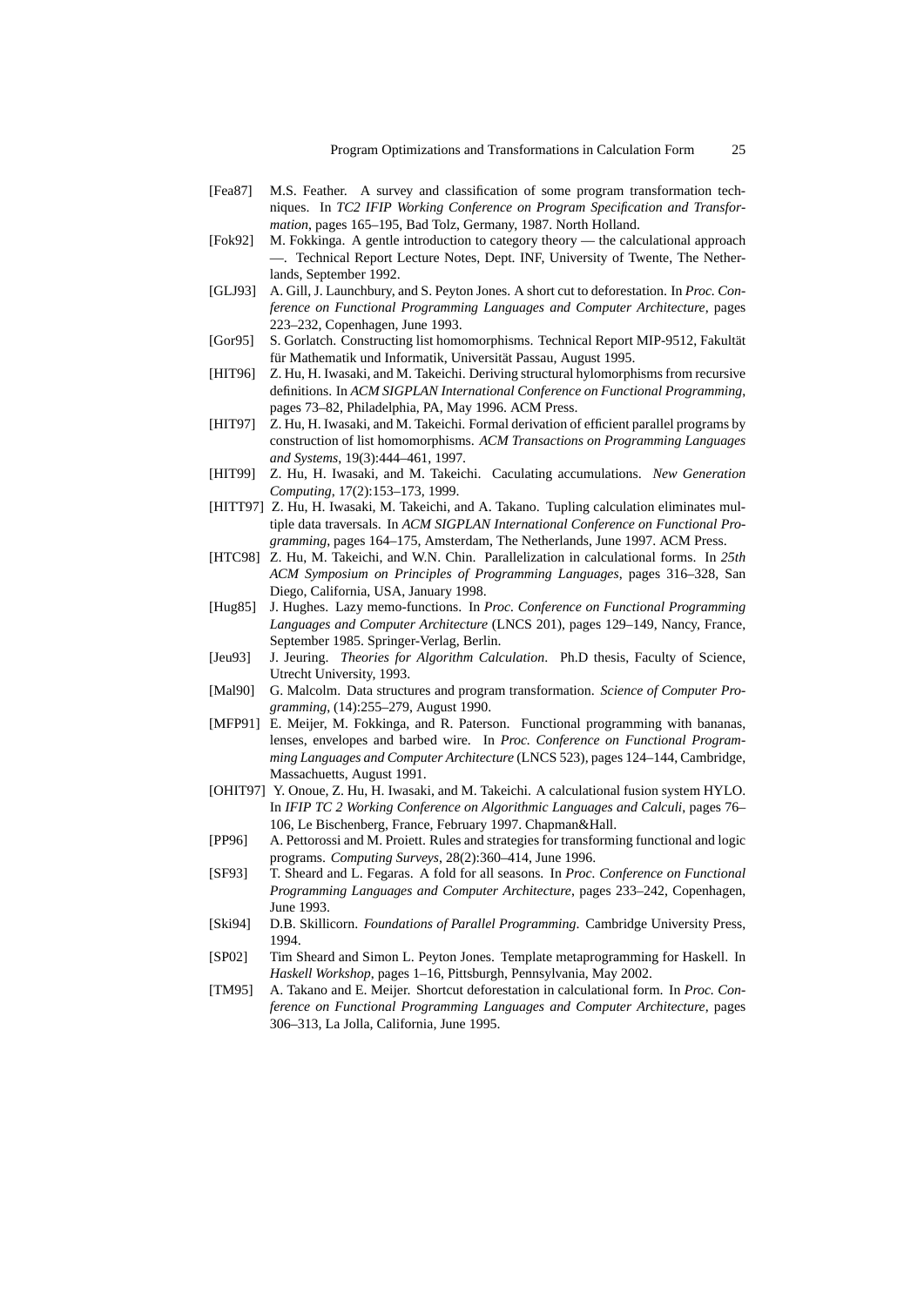[Fea87] M.S. Feather. A survey and classification of some program transformation techniques. In *TC2 IFIP Working Conference on Program Specification and Transformation*, pages 165–195, Bad Tolz, Germany, 1987. North Holland.

[Fok92] M. Fokkinga. A gentle introduction to category theory — the calculational approach —. Technical Report Lecture Notes, Dept. INF, University of Twente, The Netherlands, September 1992.

[GLJ93] A. Gill, J. Launchbury, and S. Peyton Jones. A short cut to deforestation. In *Proc. Conference on Functional Programming Languages and Computer Architecture*, pages 223–232, Copenhagen, June 1993.

[Gor95] S. Gorlatch. Constructing list homomorphisms. Technical Report MIP-9512, Fakultät für Mathematik und Informatik, Universität Passau, August 1995.

[HIT96] Z. Hu, H. Iwasaki, and M. Takeichi. Deriving structural hylomorphisms from recursive definitions. In *ACM SIGPLAN International Conference on Functional Programming*, pages 73–82, Philadelphia, PA, May 1996. ACM Press.

[HIT97] Z. Hu, H. Iwasaki, and M. Takeichi. Formal derivation of efficient parallel programs by construction of list homomorphisms. *ACM Transactions on Programming Languages and Systems*, 19(3):444–461, 1997.

[HIT99] Z. Hu, H. Iwasaki, and M. Takeichi. Caculating accumulations. *New Generation Computing*, 17(2):153–173, 1999.

[HITT97] Z. Hu, H. Iwasaki, M. Takeichi, and A. Takano. Tupling calculation eliminates multiple data traversals. In *ACM SIGPLAN International Conference on Functional Programming*, pages 164–175, Amsterdam, The Netherlands, June 1997. ACM Press.

[HTC98] Z. Hu, M. Takeichi, and W.N. Chin. Parallelization in calculational forms. In *25th ACM Symposium on Principles of Programming Languages*, pages 316–328, San Diego, California, USA, January 1998.

[Hug85] J. Hughes. Lazy memo-functions. In *Proc. Conference on Functional Programming Languages and Computer Architecture* (LNCS 201), pages 129–149, Nancy, France, September 1985. Springer-Verlag, Berlin.

[Jeu93] J. Jeuring. *Theories for Algorithm Calculation*. Ph.D thesis, Faculty of Science, Utrecht University, 1993.

[Mal90] G. Malcolm. Data structures and program transformation. *Science of Computer Programming*, (14):255–279, August 1990.

[MFP91] E. Meijer, M. Fokkinga, and R. Paterson. Functional programming with bananas, lenses, envelopes and barbed wire. In *Proc. Conference on Functional Programming Languages and Computer Architecture* (LNCS 523), pages 124–144, Cambridge, Massachuetts, August 1991.

[OHIT97] Y. Onoue, Z. Hu, H. Iwasaki, and M. Takeichi. A calculational fusion system HYLO. In *IFIP TC 2 Working Conference on Algorithmic Languages and Calculi*, pages 76–106, Le Bischenberg, France, February 1997. Chapman&Hall.

[PP96] A. Pettorossi and M. Proiett. Rules and strategies for transforming functional and logic programs. *Computing Surveys*, 28(2):360–414, June 1996.

[SF93] T. Sheard and L. Fegaras. A fold for all seasons. In *Proc. Conference on Functional Programming Languages and Computer Architecture*, pages 233–242, Copenhagen, June 1993.

[Ski94] D.B. Skillicorn. *Foundations of Parallel Programming*. Cambridge University Press, 1994.

[SP02] Tim Sheard and Simon L. Peyton Jones. Template metaprogramming for Haskell. In *Haskell Workshop*, pages 1–16, Pittsburgh, Pennsylvania, May 2002.

[TM95] A. Takano and E. Meijer. Shortcut deforestation in calculational form. In *Proc. Conference on Functional Programming Languages and Computer Architecture*, pages 306–313, La Jolla, California, June 1995.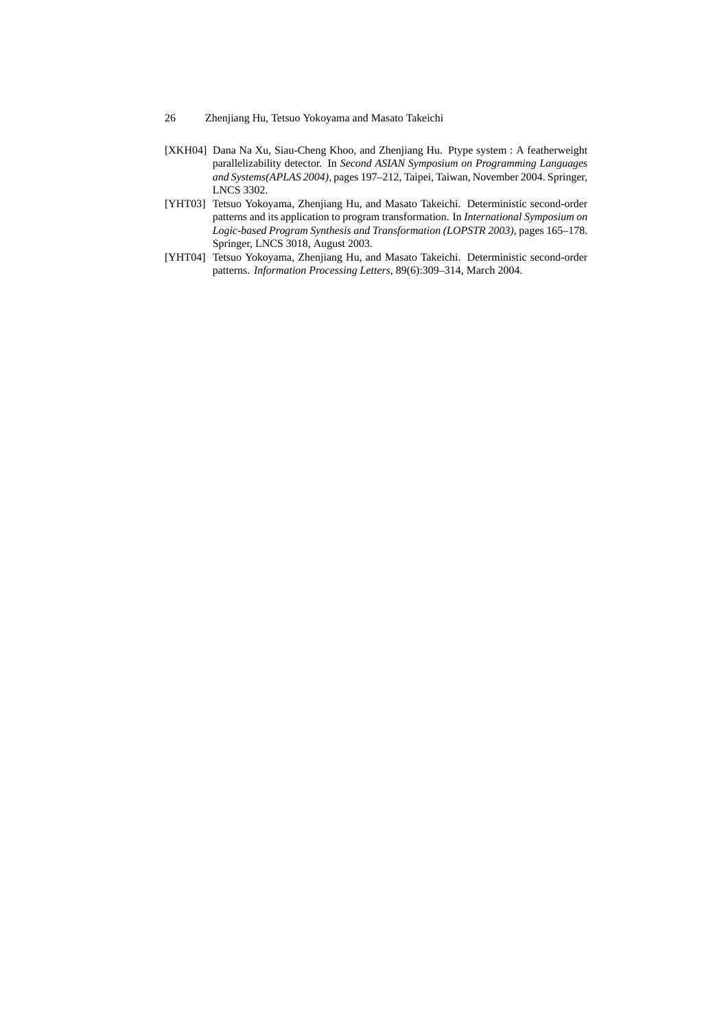[XKH04] Dana Na Xu, Siau-Cheng Khoo, and Zhenjiang Hu. Ptype system : A featherweight parallelizability detector. In *Second ASIAN Symposium on Programming Languages and Systems(APLAS 2004)*, pages 197–212, Taipei, Taiwan, November 2004. Springer, LNCS 3302.

[YHT03] Tetsuo Yokoyama, Zhenjiang Hu, and Masato Takeichi. Deterministic second-order patterns and its application to program transformation. In *International Symposium on Logic-based Program Synthesis and Transformation (LOPSTR 2003)*, pages 165–178. Springer, LNCS 3018, August 2003.

[YHT04] Tetsuo Yokoyama, Zhenjiang Hu, and Masato Takeichi. Deterministic second-order patterns. *Information Processing Letters*, 89(6):309–314, March 2004.